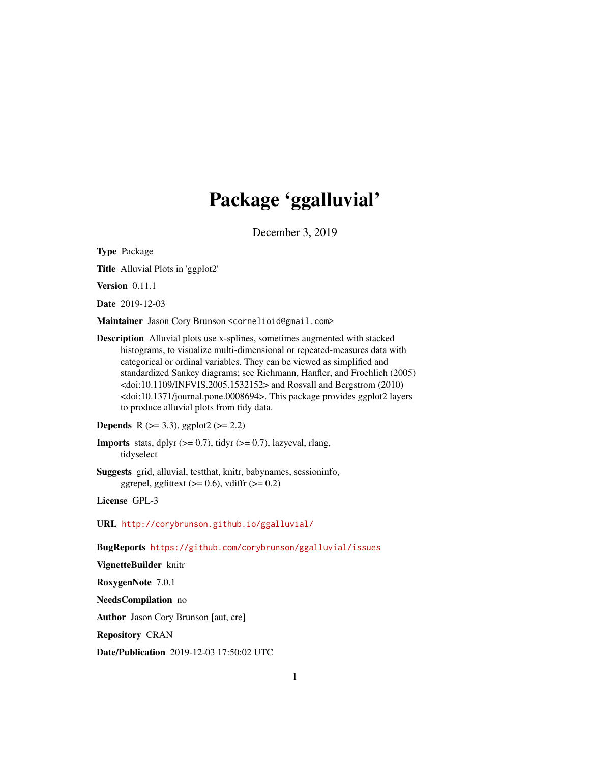# Package 'ggalluvial'

December 3, 2019

**Type** Package

**Title** Alluvial Plots in 'ggplot2'

**Version** 0.11.1

**Date** 2019-12-03

**Maintainer** Jason Cory Brunson <cornelioid@gmail.com>

**Description** Alluvial plots use x-splines, sometimes augmented with stacked histograms, to visualize multi-dimensional or repeated-measures data with categorical or ordinal variables. They can be viewed as simplified and standardized Sankey diagrams; see Riehmann, Hanfler, and Froehlich (2005) <doi:10.1109/INFVIS.2005.1532152> and Rosvall and Bergstrom (2010) <doi:10.1371/journal.pone.0008694>. This package provides ggplot2 layers to produce alluvial plots from tidy data.

**Depends** R (>= 3.3), ggplot2 (>= 2.2)

**Imports** stats, dplyr (>= 0.7), tidyr (>= 0.7), lazyeval, rlang, tidyselect

**Suggests** grid, alluvial, testthat, knitr, babynames, sessioninfo, ggrepel, ggfittext (>= 0.6), vdiffr (>= 0.2)

**License** GPL-3

**URL** http://corybrunson.github.io/ggalluvial/

**BugReports** https://github.com/corybrunson/ggalluvial/issues

**VignetteBuilder** knitr

**RoxygenNote** 7.0.1

**NeedsCompilation** no

**Author** Jason Cory Brunson [aut, cre]

**Repository** CRAN

**Date/Publication** 2019-12-03 17:50:02 UTC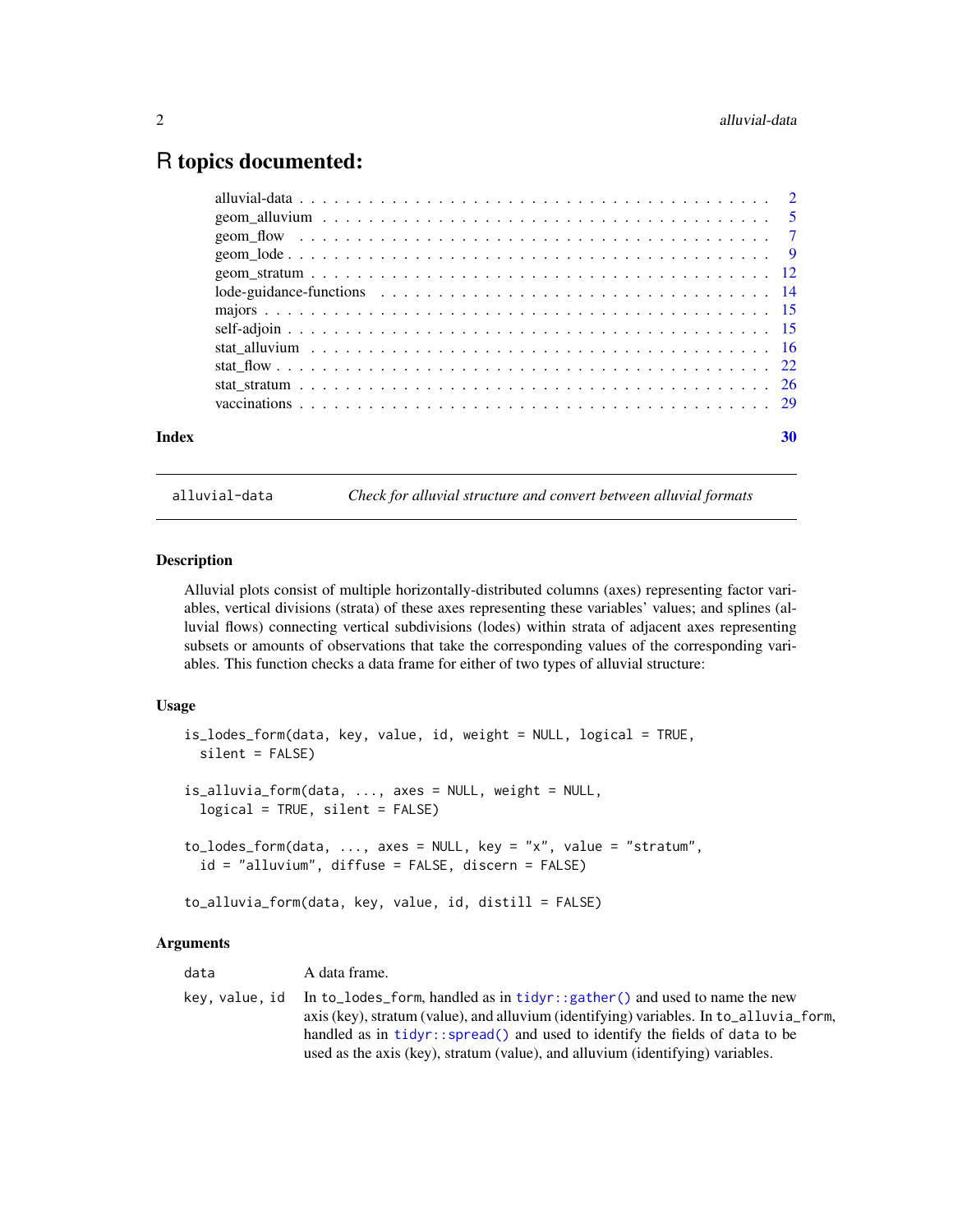# R topics documented:

| | |
|---|---|
| alluvial-data | 2 |
| geom_alluvium | 5 |
| geom_flow | 7 |
| geom_lode | 9 |
| geom_stratum | 12 |
| lode-guidance-functions | 14 |
| majors | 15 |
| self-adjoin | 15 |
| stat_alluvium | 16 |
| stat_flow | 22 |
| stat_stratum | 26 |
| vaccinations | 29 |

**Index** 30

---

`alluvial-data` *Check for alluvial structure and convert between alluvial formats*

---

### Description

Alluvial plots consist of multiple horizontally-distributed columns (axes) representing factor variables, vertical divisions (strata) of these axes representing these variables' values; and splines (alluvial flows) connecting vertical subdivisions (lodes) within strata of adjacent axes representing subsets or amounts of observations that take the corresponding values of the corresponding variables. This function checks a data frame for either of two types of alluvial structure:

### Usage

```
is_lodes_form(data, key, value, id, weight = NULL, logical = TRUE,
  silent = FALSE)

is_alluvia_form(data, ..., axes = NULL, weight = NULL,
  logical = TRUE, silent = FALSE)

to_lodes_form(data, ..., axes = NULL, key = "x", value = "stratum",
  id = "alluvium", diffuse = FALSE, discern = FALSE)

to_alluvia_form(data, key, value, id, distill = FALSE)
```

### Arguments

| | |
|---|---|
| `data` | A data frame. |
| `key, value, id` | In `to_lodes_form`, handled as in `tidyr::gather()` and used to name the new axis (key), stratum (value), and alluvium (identifying) variables. In `to_alluvia_form`, handled as in `tidyr::spread()` and used to identify the fields of `data` to be used as the axis (key), stratum (value), and alluvium (identifying) variables. |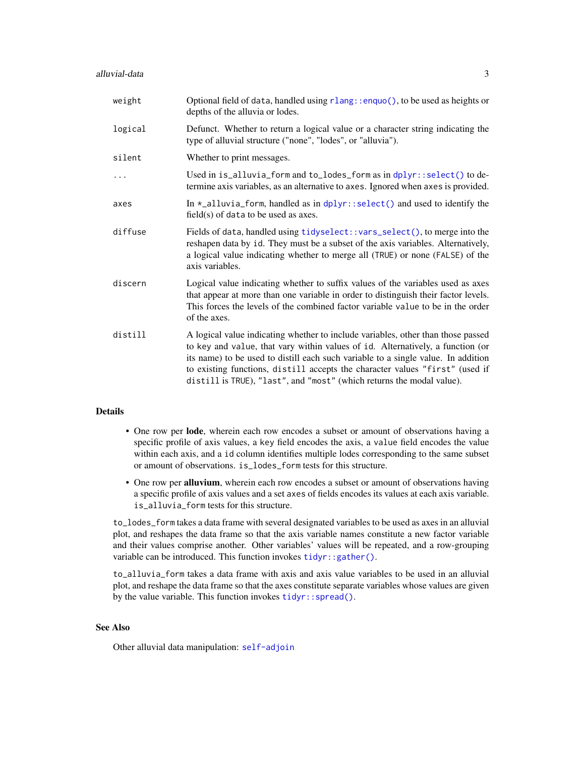| | |
|---|---|
| `weight` | Optional field of `data`, handled using `rlang::enquo()`, to be used as heights or depths of the alluvia or lodes. |
| `logical` | Defunct. Whether to return a logical value or a character string indicating the type of alluvial structure ("none", "lodes", or "alluvia"). |
| `silent` | Whether to print messages. |
| `...` | Used in `is_alluvia_form` and `to_lodes_form` as in `dplyr::select()` to determine axis variables, as an alternative to `axes`. Ignored when `axes` is provided. |
| `axes` | In `*_alluvia_form`, handled as in `dplyr::select()` and used to identify the field(s) of `data` to be used as axes. |
| `diffuse` | Fields of `data`, handled using `tidyselect::vars_select()`, to merge into the reshapen data by `id`. They must be a subset of the axis variables. Alternatively, a logical value indicating whether to merge all (`TRUE`) or none (`FALSE`) of the axis variables. |
| `discern` | Logical value indicating whether to suffix values of the variables used as axes that appear at more than one variable in order to distinguish their factor levels. This forces the levels of the combined factor variable `value` to be in the order of the axes. |
| `distill` | A logical value indicating whether to include variables, other than those passed to `key` and `value`, that vary within values of `id`. Alternatively, a function (or its name) to be used to distill each such variable to a single value. In addition to existing functions, `distill` accepts the character values `"first"` (used if `distill` is `TRUE`), `"last"`, and `"most"` (which returns the modal value). |

## Details

- One row per **lode**, wherein each row encodes a subset or amount of observations having a specific profile of axis values, a `key` field encodes the axis, a `value` field encodes the value within each axis, and a `id` column identifies multiple lodes corresponding to the same subset or amount of observations. `is_lodes_form` tests for this structure.
- One row per **alluvium**, wherein each row encodes a subset or amount of observations having a specific profile of axis values and a set `axes` of fields encodes its values at each axis variable. `is_alluvia_form` tests for this structure.

`to_lodes_form` takes a data frame with several designated variables to be used as axes in an alluvial plot, and reshapes the data frame so that the axis variable names constitute a new factor variable and their values comprise another. Other variables' values will be repeated, and a row-grouping variable can be introduced. This function invokes `tidyr::gather()`.

`to_alluvia_form` takes a data frame with axis and axis value variables to be used in an alluvial plot, and reshape the data frame so that the axes constitute separate variables whose values are given by the value variable. This function invokes `tidyr::spread()`.

## See Also

Other alluvial data manipulation: `self-adjoin`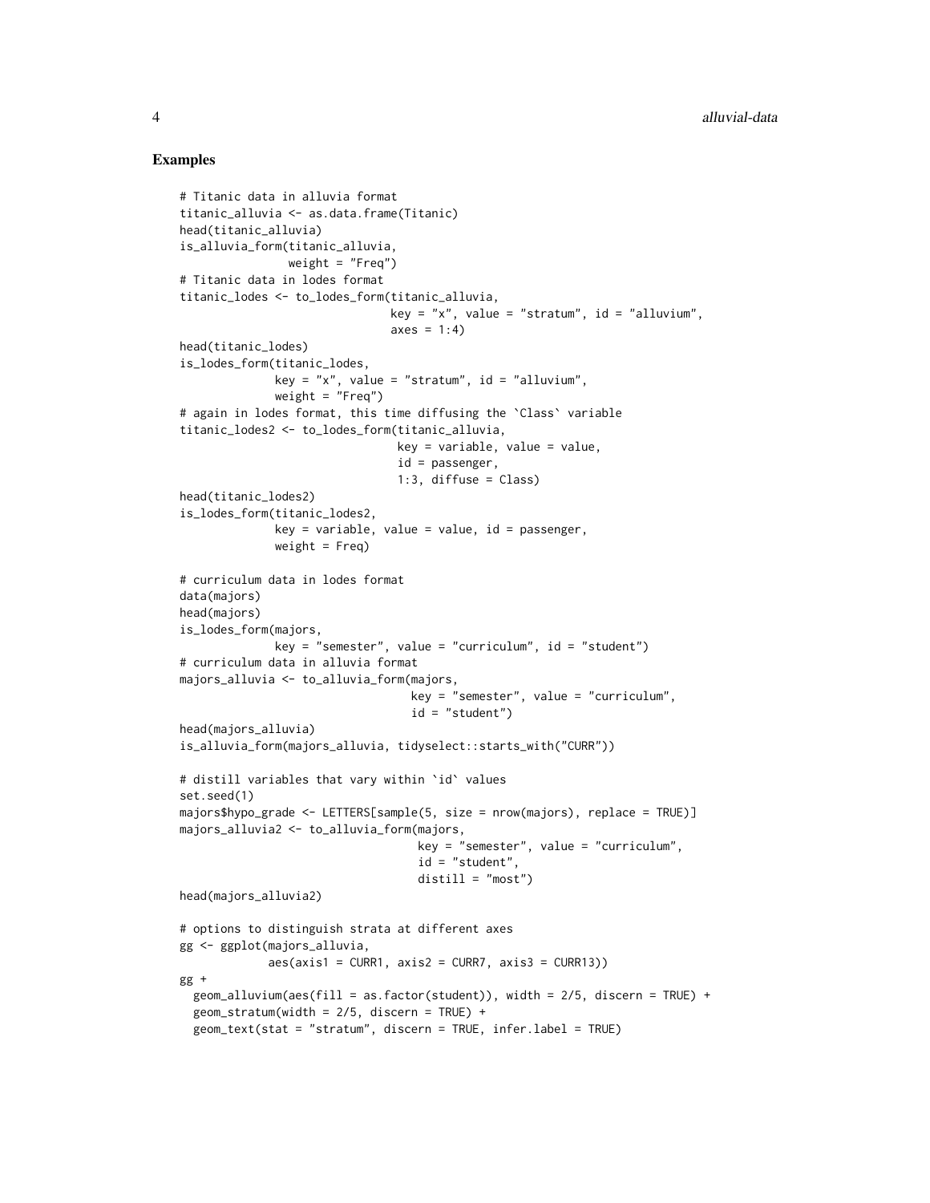## Examples

```
# Titanic data in alluvia format
titanic_alluvia <- as.data.frame(Titanic)
head(titanic_alluvia)
is_alluvia_form(titanic_alluvia,
                weight = "Freq")
# Titanic data in lodes format
titanic_lodes <- to_lodes_form(titanic_alluvia,
                               key = "x", value = "stratum", id = "alluvium",
                               axes = 1:4)
head(titanic_lodes)
is_lodes_form(titanic_lodes,
              key = "x", value = "stratum", id = "alluvium",
              weight = "Freq")
# again in lodes format, this time diffusing the `Class` variable
titanic_lodes2 <- to_lodes_form(titanic_alluvia,
                                key = variable, value = value,
                                id = passenger,
                                1:3, diffuse = Class)
head(titanic_lodes2)
is_lodes_form(titanic_lodes2,
              key = variable, value = value, id = passenger,
              weight = Freq)

# curriculum data in lodes format
data(majors)
head(majors)
is_lodes_form(majors,
              key = "semester", value = "curriculum", id = "student")
# curriculum data in alluvia format
majors_alluvia <- to_alluvia_form(majors,
                                  key = "semester", value = "curriculum",
                                  id = "student")
head(majors_alluvia)
is_alluvia_form(majors_alluvia, tidyselect::starts_with("CURR"))

# distill variables that vary within `id` values
set.seed(1)
majors$hypo_grade <- LETTERS[sample(5, size = nrow(majors), replace = TRUE)]
majors_alluvia2 <- to_alluvia_form(majors,
                                   key = "semester", value = "curriculum",
                                   id = "student",
                                   distill = "most")
head(majors_alluvia2)

# options to distinguish strata at different axes
gg <- ggplot(majors_alluvia,
             aes(axis1 = CURR1, axis2 = CURR7, axis3 = CURR13))
gg +
  geom_alluvium(aes(fill = as.factor(student)), width = 2/5, discern = TRUE) +
  geom_stratum(width = 2/5, discern = TRUE) +
  geom_text(stat = "stratum", discern = TRUE, infer.label = TRUE)
```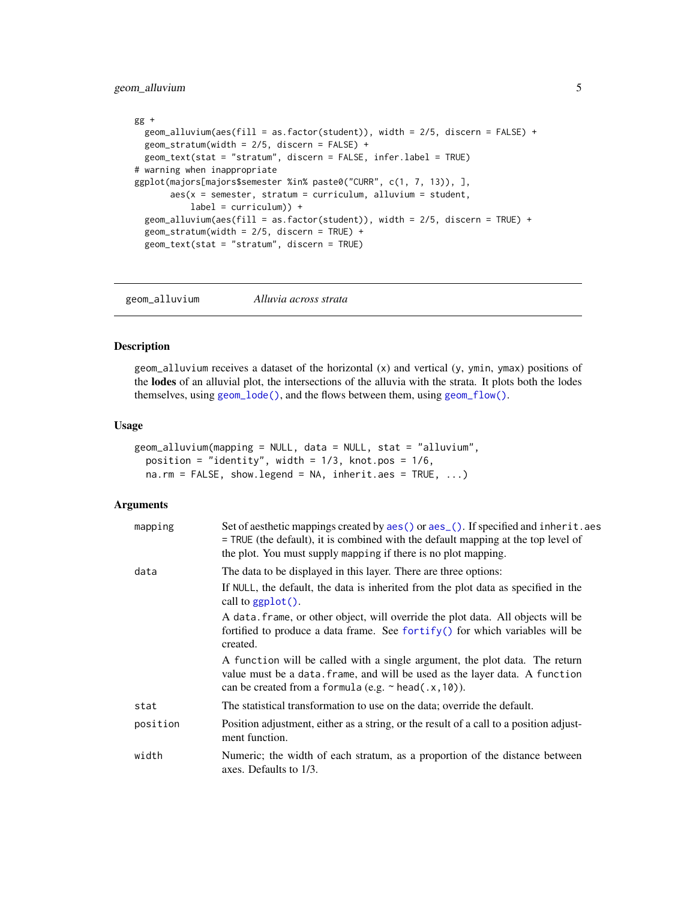```
gg +
  geom_alluvium(aes(fill = as.factor(student)), width = 2/5, discern = FALSE) +
  geom_stratum(width = 2/5, discern = FALSE) +
  geom_text(stat = "stratum", discern = FALSE, infer.label = TRUE)
# warning when inappropriate
ggplot(majors[majors$semester %in% paste0("CURR", c(1, 7, 13)), ],
       aes(x = semester, stratum = curriculum, alluvium = student,
           label = curriculum)) +
  geom_alluvium(aes(fill = as.factor(student)), width = 2/5, discern = TRUE) +
  geom_stratum(width = 2/5, discern = TRUE) +
  geom_text(stat = "stratum", discern = TRUE)
```

---

`geom_alluvium` *Alluvia across strata*

---

## Description

geom_alluvium receives a dataset of the horizontal (x) and vertical (y, ymin, ymax) positions of the **lodes** of an alluvial plot, the intersections of the alluvia with the strata. It plots both the lodes themselves, using geom_lode(), and the flows between them, using geom_flow().

## Usage

```
geom_alluvium(mapping = NULL, data = NULL, stat = "alluvium",
  position = "identity", width = 1/3, knot.pos = 1/6,
  na.rm = FALSE, show.legend = NA, inherit.aes = TRUE, ...)
```

## Arguments

| | |
|---|---|
| mapping | Set of aesthetic mappings created by aes() or aes_(). If specified and inherit.aes = TRUE (the default), it is combined with the default mapping at the top level of the plot. You must supply mapping if there is no plot mapping. |
| data | The data to be displayed in this layer. There are three options: <br> If NULL, the default, the data is inherited from the plot data as specified in the call to ggplot(). <br> A data.frame, or other object, will override the plot data. All objects will be fortified to produce a data frame. See fortify() for which variables will be created. <br> A function will be called with a single argument, the plot data. The return value must be a data.frame, and will be used as the layer data. A function can be created from a formula (e.g. ~ head(.x,10)). |
| stat | The statistical transformation to use on the data; override the default. |
| position | Position adjustment, either as a string, or the result of a call to a position adjustment function. |
| width | Numeric; the width of each stratum, as a proportion of the distance between axes. Defaults to 1/3. |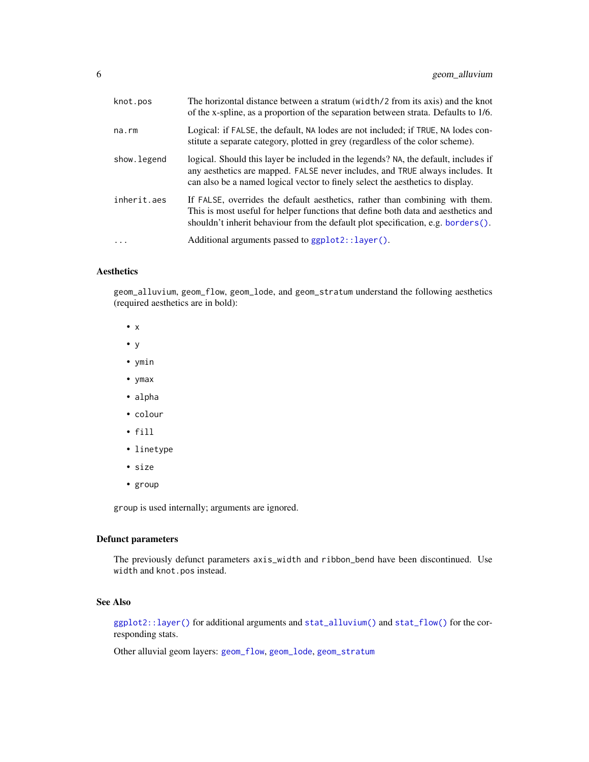| | |
|---|---|
| knot.pos | The horizontal distance between a stratum (width/2 from its axis) and the knot of the x-spline, as a proportion of the separation between strata. Defaults to 1/6. |
| na.rm | Logical: if FALSE, the default, NA lodes are not included; if TRUE, NA lodes constitute a separate category, plotted in grey (regardless of the color scheme). |
| show.legend | logical. Should this layer be included in the legends? NA, the default, includes if any aesthetics are mapped. FALSE never includes, and TRUE always includes. It can also be a named logical vector to finely select the aesthetics to display. |
| inherit.aes | If FALSE, overrides the default aesthetics, rather than combining with them. This is most useful for helper functions that define both data and aesthetics and shouldn't inherit behaviour from the default plot specification, e.g. borders(). |
| ... | Additional arguments passed to ggplot2::layer(). |

## Aesthetics

geom_alluvium, geom_flow, geom_lode, and geom_stratum understand the following aesthetics (required aesthetics are in bold):

- x
- y
- ymin
- ymax
- alpha
- colour
- fill
- linetype
- size
- group

group is used internally; arguments are ignored.

## Defunct parameters

The previously defunct parameters axis_width and ribbon_bend have been discontinued. Use width and knot.pos instead.

## See Also

ggplot2::layer() for additional arguments and stat_alluvium() and stat_flow() for the corresponding stats.

Other alluvial geom layers: geom_flow, geom_lode, geom_stratum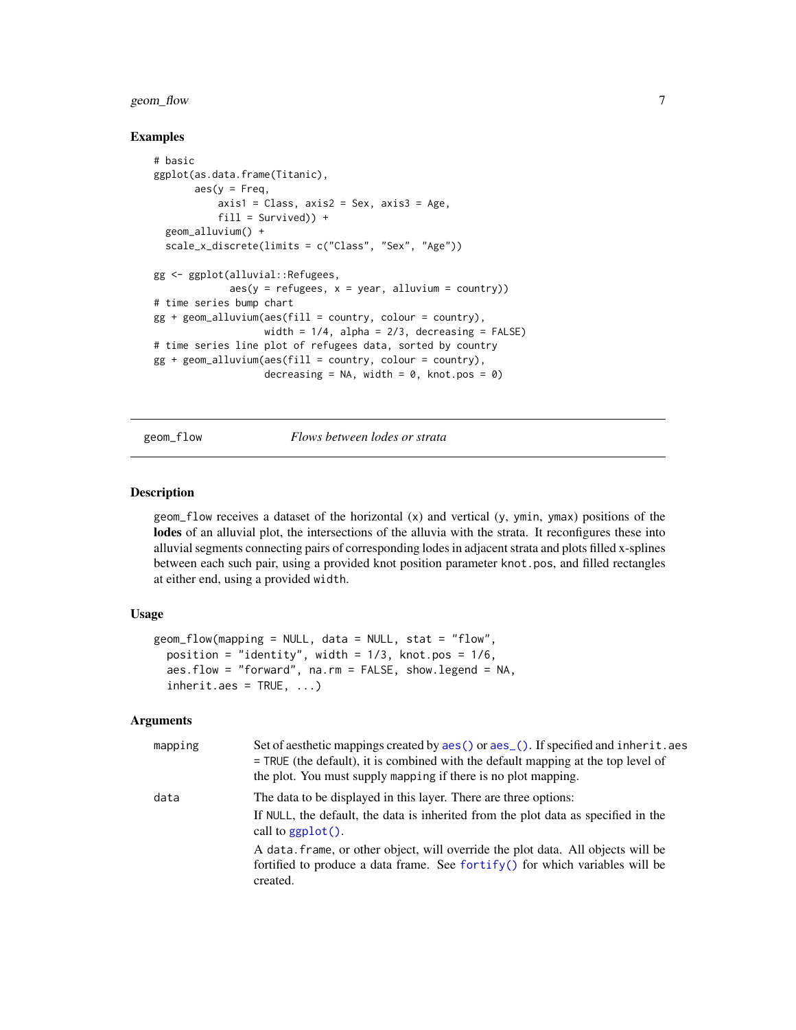## Examples

```
# basic
ggplot(as.data.frame(Titanic),
       aes(y = Freq,
           axis1 = Class, axis2 = Sex, axis3 = Age,
           fill = Survived)) +
  geom_alluvium() +
  scale_x_discrete(limits = c("Class", "Sex", "Age"))

gg <- ggplot(alluvial::Refugees,
             aes(y = refugees, x = year, alluvium = country))
# time series bump chart
gg + geom_alluvium(aes(fill = country, colour = country),
                   width = 1/4, alpha = 2/3, decreasing = FALSE)
# time series line plot of refugees data, sorted by country
gg + geom_alluvium(aes(fill = country, colour = country),
                   decreasing = NA, width = 0, knot.pos = 0)
```

---

geom_flow *Flows between lodes or strata*

---

## Description

geom_flow receives a dataset of the horizontal (x) and vertical (y, ymin, ymax) positions of the **lodes** of an alluvial plot, the intersections of the alluvia with the strata. It reconfigures these into alluvial segments connecting pairs of corresponding lodes in adjacent strata and plots filled x-splines between each such pair, using a provided knot position parameter knot.pos, and filled rectangles at either end, using a provided width.

## Usage

```
geom_flow(mapping = NULL, data = NULL, stat = "flow",
  position = "identity", width = 1/3, knot.pos = 1/6,
  aes.flow = "forward", na.rm = FALSE, show.legend = NA,
  inherit.aes = TRUE, ...)
```

## Arguments

| | |
|---|---|
| mapping | Set of aesthetic mappings created by aes() or aes_(). If specified and inherit.aes = TRUE (the default), it is combined with the default mapping at the top level of the plot. You must supply mapping if there is no plot mapping. |
| data | The data to be displayed in this layer. There are three options: If NULL, the default, the data is inherited from the plot data as specified in the call to ggplot(). A data.frame, or other object, will override the plot data. All objects will be fortified to produce a data frame. See fortify() for which variables will be created. |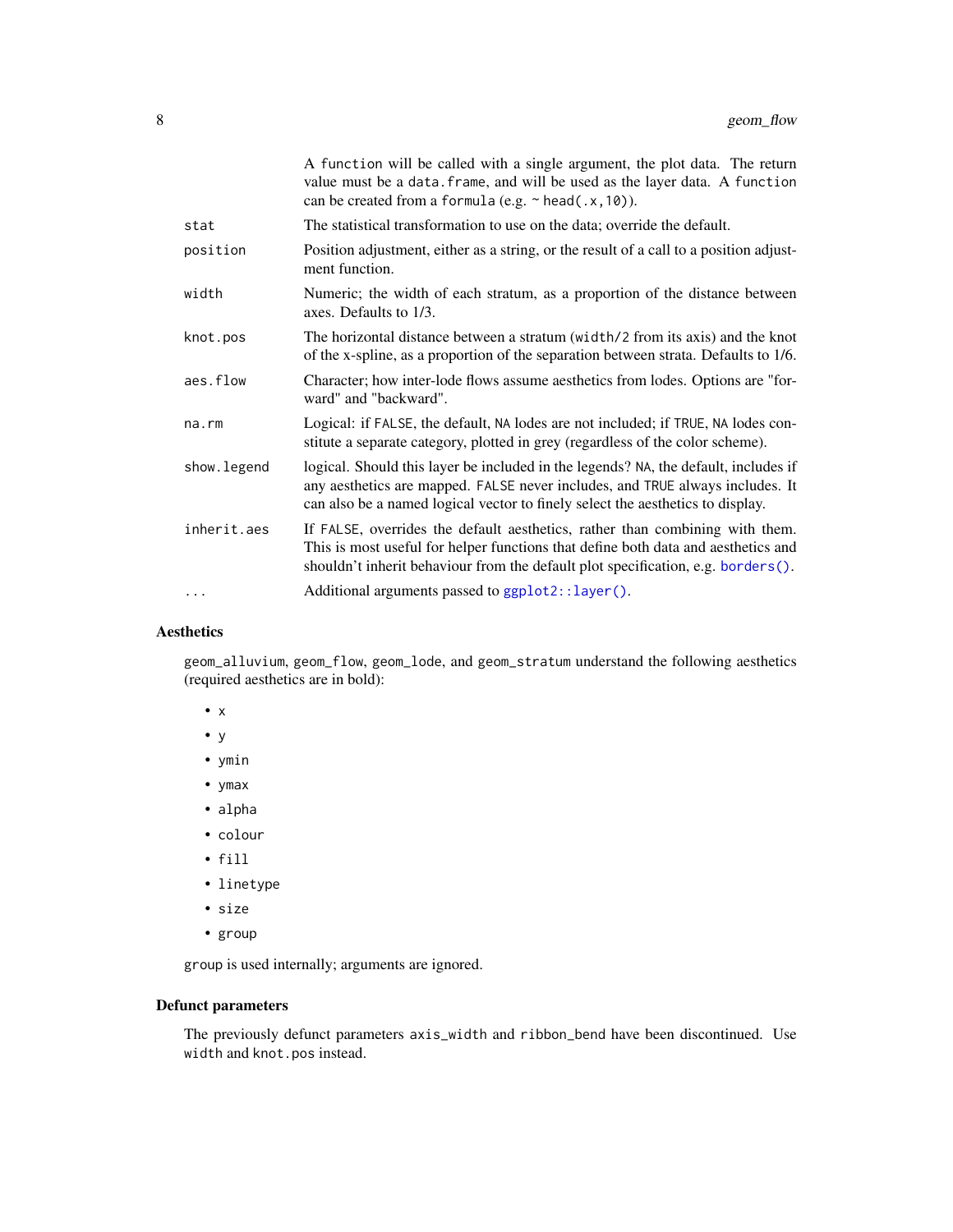| | |
|---|---|
| | A `function` will be called with a single argument, the plot data. The return value must be a `data.frame`, and will be used as the layer data. A `function` can be created from a `formula` (e.g. `~ head(.x,10)`). |
| `stat` | The statistical transformation to use on the data; override the default. |
| `position` | Position adjustment, either as a string, or the result of a call to a position adjustment function. |
| `width` | Numeric; the width of each stratum, as a proportion of the distance between axes. Defaults to 1/3. |
| `knot.pos` | The horizontal distance between a stratum (`width/2` from its axis) and the knot of the x-spline, as a proportion of the separation between strata. Defaults to 1/6. |
| `aes.flow` | Character; how inter-lode flows assume aesthetics from lodes. Options are "forward" and "backward". |
| `na.rm` | Logical: if `FALSE`, the default, `NA` lodes are not included; if `TRUE`, `NA` lodes constitute a separate category, plotted in grey (regardless of the color scheme). |
| `show.legend` | logical. Should this layer be included in the legends? `NA`, the default, includes if any aesthetics are mapped. `FALSE` never includes, and `TRUE` always includes. It can also be a named logical vector to finely select the aesthetics to display. |
| `inherit.aes` | If `FALSE`, overrides the default aesthetics, rather than combining with them. This is most useful for helper functions that define both data and aesthetics and shouldn't inherit behaviour from the default plot specification, e.g. `borders()`. |
| `...` | Additional arguments passed to `ggplot2::layer()`. |

## Aesthetics

`geom_alluvium`, `geom_flow`, `geom_lode`, and `geom_stratum` understand the following aesthetics (required aesthetics are in bold):

- `x`
- `y`
- `ymin`
- `ymax`
- `alpha`
- `colour`
- `fill`
- `linetype`
- `size`
- `group`

`group` is used internally; arguments are ignored.

## Defunct parameters

The previously defunct parameters `axis_width` and `ribbon_bend` have been discontinued. Use `width` and `knot.pos` instead.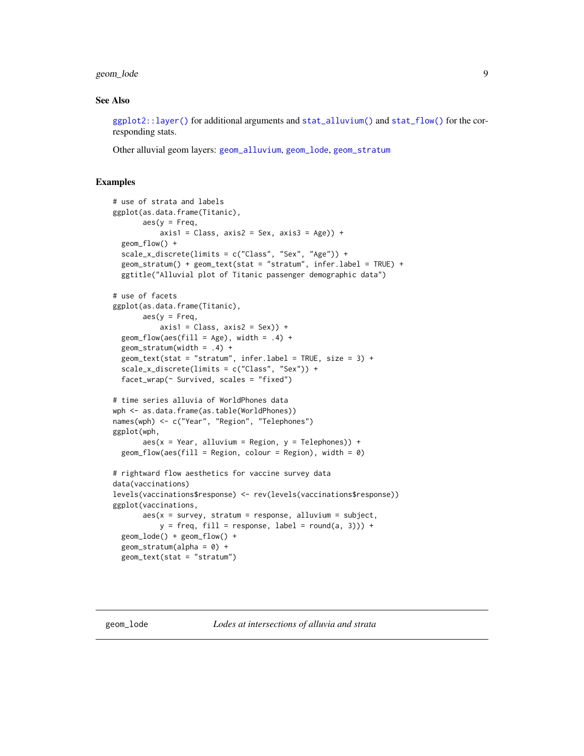## See Also

`ggplot2::layer()` for additional arguments and `stat_alluvium()` and `stat_flow()` for the corresponding stats.

Other alluvial geom layers: `geom_alluvium`, `geom_lode`, `geom_stratum`

## Examples

```
# use of strata and labels
ggplot(as.data.frame(Titanic),
       aes(y = Freq,
           axis1 = Class, axis2 = Sex, axis3 = Age)) +
  geom_flow() +
  scale_x_discrete(limits = c("Class", "Sex", "Age")) +
  geom_stratum() + geom_text(stat = "stratum", infer.label = TRUE) +
  ggtitle("Alluvial plot of Titanic passenger demographic data")

# use of facets
ggplot(as.data.frame(Titanic),
       aes(y = Freq,
           axis1 = Class, axis2 = Sex)) +
  geom_flow(aes(fill = Age), width = .4) +
  geom_stratum(width = .4) +
  geom_text(stat = "stratum", infer.label = TRUE, size = 3) +
  scale_x_discrete(limits = c("Class", "Sex")) +
  facet_wrap(~ Survived, scales = "fixed")

# time series alluvia of WorldPhones data
wph <- as.data.frame(as.table(WorldPhones))
names(wph) <- c("Year", "Region", "Telephones")
ggplot(wph,
       aes(x = Year, alluvium = Region, y = Telephones)) +
  geom_flow(aes(fill = Region, colour = Region), width = 0)

# rightward flow aesthetics for vaccine survey data
data(vaccinations)
levels(vaccinations$response) <- rev(levels(vaccinations$response))
ggplot(vaccinations,
       aes(x = survey, stratum = response, alluvium = subject,
           y = freq, fill = response, label = round(a, 3))) +
  geom_lode() + geom_flow() +
  geom_stratum(alpha = 0) +
  geom_text(stat = "stratum")
```

---

`geom_lode` *Lodes at intersections of alluvia and strata*

---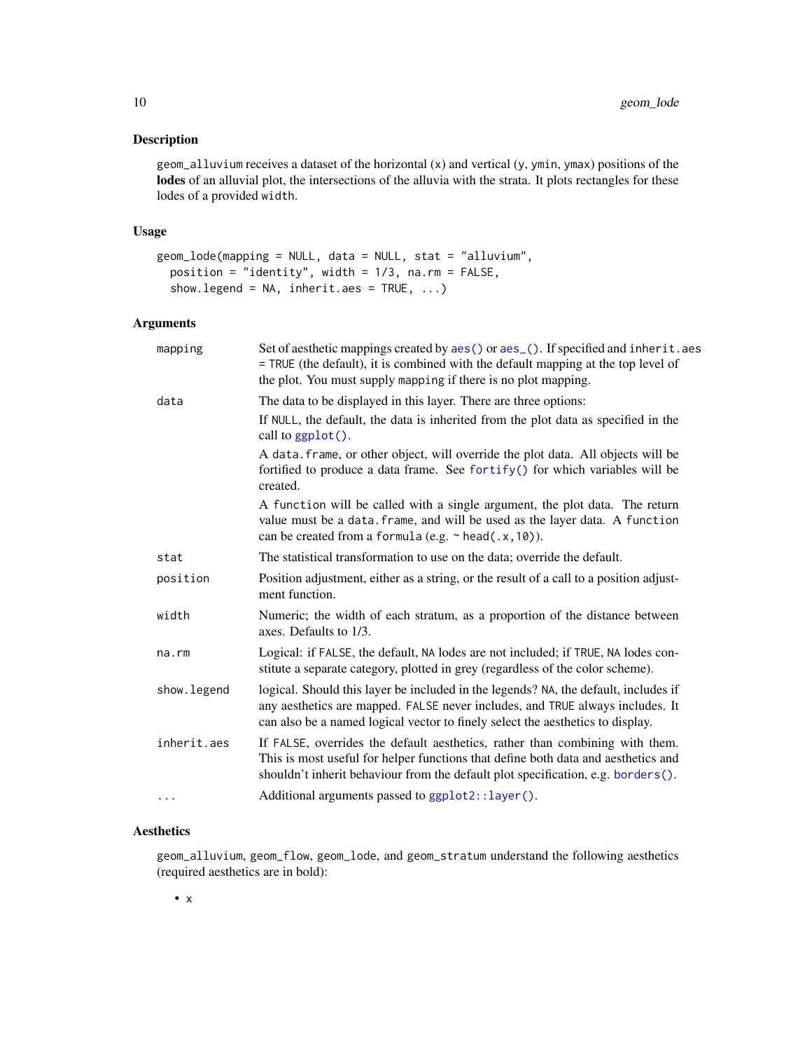## Description

geom_alluvium receives a dataset of the horizontal (x) and vertical (y, ymin, ymax) positions of the **lodes** of an alluvial plot, the intersections of the alluvia with the strata. It plots rectangles for these lodes of a provided width.

## Usage

```
geom_lode(mapping = NULL, data = NULL, stat = "alluvium",
  position = "identity", width = 1/3, na.rm = FALSE,
  show.legend = NA, inherit.aes = TRUE, ...)
```

## Arguments

| | |
|---|---|
| mapping | Set of aesthetic mappings created by aes() or aes_(). If specified and inherit.aes = TRUE (the default), it is combined with the default mapping at the top level of the plot. You must supply mapping if there is no plot mapping. |
| data | The data to be displayed in this layer. There are three options: If NULL, the default, the data is inherited from the plot data as specified in the call to ggplot(). A data.frame, or other object, will override the plot data. All objects will be fortified to produce a data frame. See fortify() for which variables will be created. A function will be called with a single argument, the plot data. The return value must be a data.frame, and will be used as the layer data. A function can be created from a formula (e.g. ~ head(.x,10)). |
| stat | The statistical transformation to use on the data; override the default. |
| position | Position adjustment, either as a string, or the result of a call to a position adjustment function. |
| width | Numeric; the width of each stratum, as a proportion of the distance between axes. Defaults to 1/3. |
| na.rm | Logical: if FALSE, the default, NA lodes are not included; if TRUE, NA lodes constitute a separate category, plotted in grey (regardless of the color scheme). |
| show.legend | logical. Should this layer be included in the legends? NA, the default, includes if any aesthetics are mapped. FALSE never includes, and TRUE always includes. It can also be a named logical vector to finely select the aesthetics to display. |
| inherit.aes | If FALSE, overrides the default aesthetics, rather than combining with them. This is most useful for helper functions that define both data and aesthetics and shouldn't inherit behaviour from the default plot specification, e.g. borders(). |
| ... | Additional arguments passed to ggplot2::layer(). |

## Aesthetics

geom_alluvium, geom_flow, geom_lode, and geom_stratum understand the following aesthetics (required aesthetics are in bold):

- x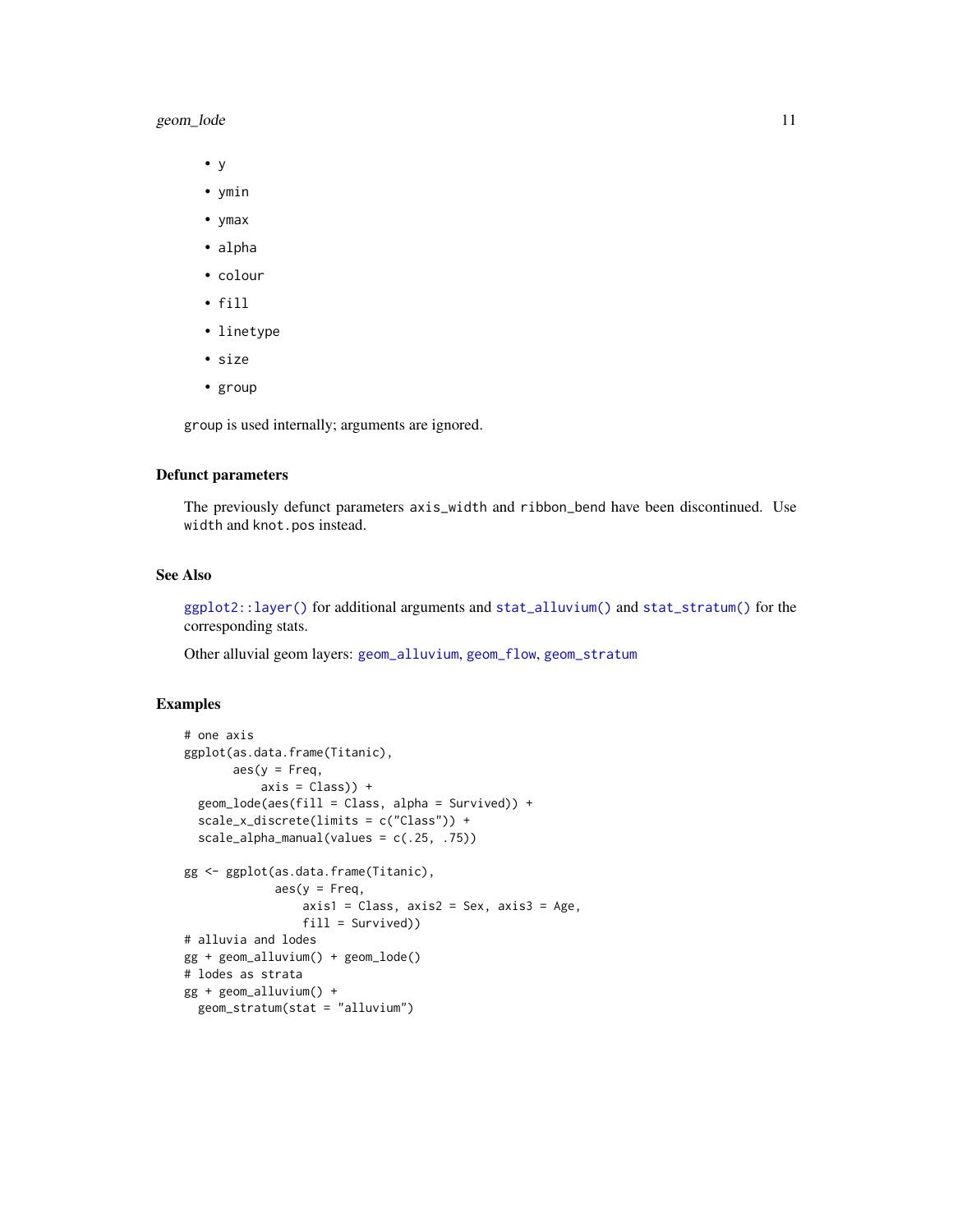- y
- ymin
- ymax
- alpha
- colour
- fill
- linetype
- size
- group

group is used internally; arguments are ignored.

### Defunct parameters

The previously defunct parameters axis_width and ribbon_bend have been discontinued. Use width and knot.pos instead.

### See Also

ggplot2::layer() for additional arguments and stat_alluvium() and stat_stratum() for the corresponding stats.

Other alluvial geom layers: geom_alluvium, geom_flow, geom_stratum

### Examples

```
# one axis
ggplot(as.data.frame(Titanic),
       aes(y = Freq,
           axis = Class)) +
  geom_lode(aes(fill = Class, alpha = Survived)) +
  scale_x_discrete(limits = c("Class")) +
  scale_alpha_manual(values = c(.25, .75))

gg <- ggplot(as.data.frame(Titanic),
             aes(y = Freq,
                 axis1 = Class, axis2 = Sex, axis3 = Age,
                 fill = Survived))
# alluvia and lodes
gg + geom_alluvium() + geom_lode()
# lodes as strata
gg + geom_alluvium() +
  geom_stratum(stat = "alluvium")
```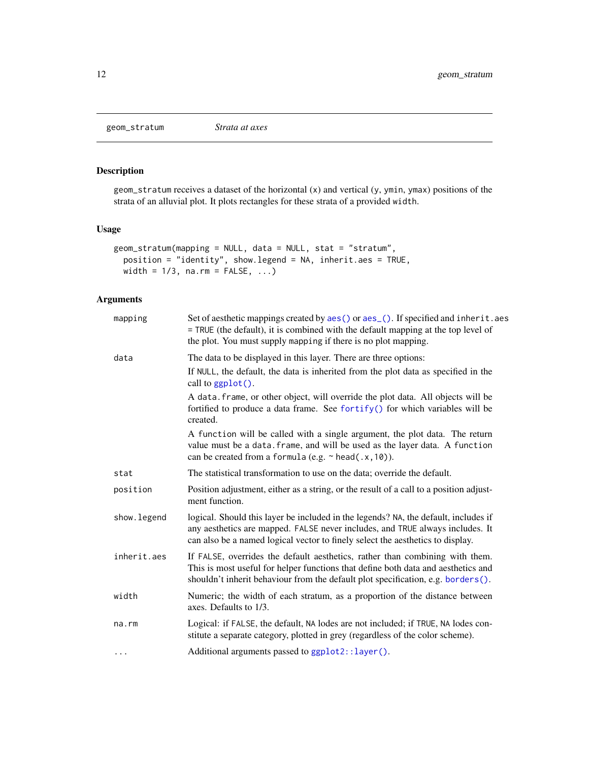geom_stratum *Strata at axes*

## Description

geom_stratum receives a dataset of the horizontal (x) and vertical (y, ymin, ymax) positions of the strata of an alluvial plot. It plots rectangles for these strata of a provided width.

## Usage

```
geom_stratum(mapping = NULL, data = NULL, stat = "stratum",
  position = "identity", show.legend = NA, inherit.aes = TRUE,
  width = 1/3, na.rm = FALSE, ...)
```

## Arguments

| | |
|---|---|
| mapping | Set of aesthetic mappings created by aes() or aes_(). If specified and inherit.aes = TRUE (the default), it is combined with the default mapping at the top level of the plot. You must supply mapping if there is no plot mapping. |
| data | The data to be displayed in this layer. There are three options: If NULL, the default, the data is inherited from the plot data as specified in the call to ggplot(). A data.frame, or other object, will override the plot data. All objects will be fortified to produce a data frame. See fortify() for which variables will be created. A function will be called with a single argument, the plot data. The return value must be a data.frame, and will be used as the layer data. A function can be created from a formula (e.g. ~ head(.x,10)). |
| stat | The statistical transformation to use on the data; override the default. |
| position | Position adjustment, either as a string, or the result of a call to a position adjustment function. |
| show.legend | logical. Should this layer be included in the legends? NA, the default, includes if any aesthetics are mapped. FALSE never includes, and TRUE always includes. It can also be a named logical vector to finely select the aesthetics to display. |
| inherit.aes | If FALSE, overrides the default aesthetics, rather than combining with them. This is most useful for helper functions that define both data and aesthetics and shouldn't inherit behaviour from the default plot specification, e.g. borders(). |
| width | Numeric; the width of each stratum, as a proportion of the distance between axes. Defaults to 1/3. |
| na.rm | Logical: if FALSE, the default, NA lodes are not included; if TRUE, NA lodes constitute a separate category, plotted in grey (regardless of the color scheme). |
| ... | Additional arguments passed to ggplot2::layer(). |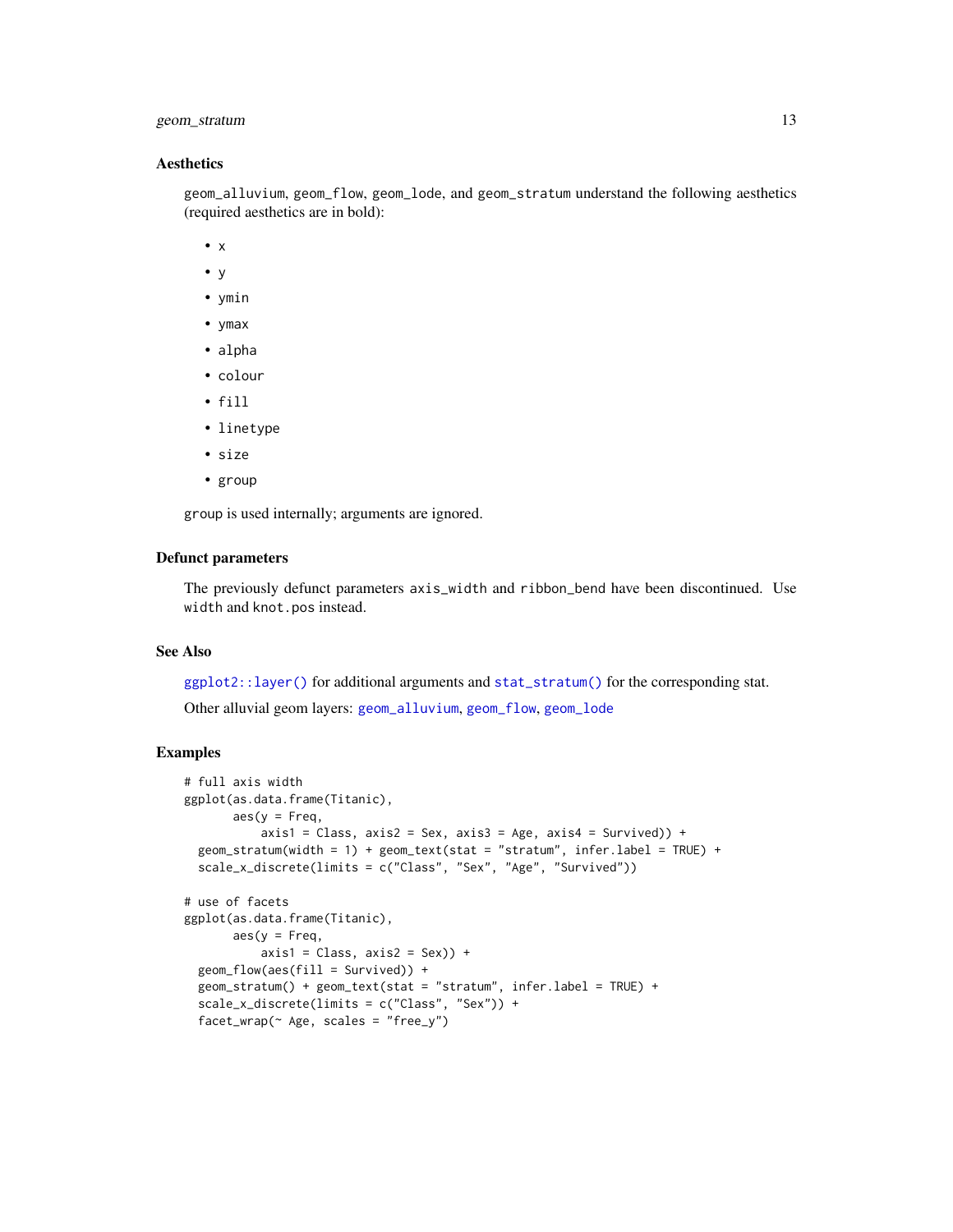## Aesthetics

geom_alluvium, geom_flow, geom_lode, and geom_stratum understand the following aesthetics (required aesthetics are in bold):

- x
- y
- ymin
- ymax
- alpha
- colour
- fill
- linetype
- size
- group

group is used internally; arguments are ignored.

## Defunct parameters

The previously defunct parameters axis_width and ribbon_bend have been discontinued. Use width and knot.pos instead.

## See Also

ggplot2::layer() for additional arguments and stat_stratum() for the corresponding stat.

Other alluvial geom layers: geom_alluvium, geom_flow, geom_lode

## Examples

```
# full axis width
ggplot(as.data.frame(Titanic),
       aes(y = Freq,
           axis1 = Class, axis2 = Sex, axis3 = Age, axis4 = Survived)) +
  geom_stratum(width = 1) + geom_text(stat = "stratum", infer.label = TRUE) +
  scale_x_discrete(limits = c("Class", "Sex", "Age", "Survived"))

# use of facets
ggplot(as.data.frame(Titanic),
       aes(y = Freq,
           axis1 = Class, axis2 = Sex)) +
  geom_flow(aes(fill = Survived)) +
  geom_stratum() + geom_text(stat = "stratum", infer.label = TRUE) +
  scale_x_discrete(limits = c("Class", "Sex")) +
  facet_wrap(~ Age, scales = "free_y")
```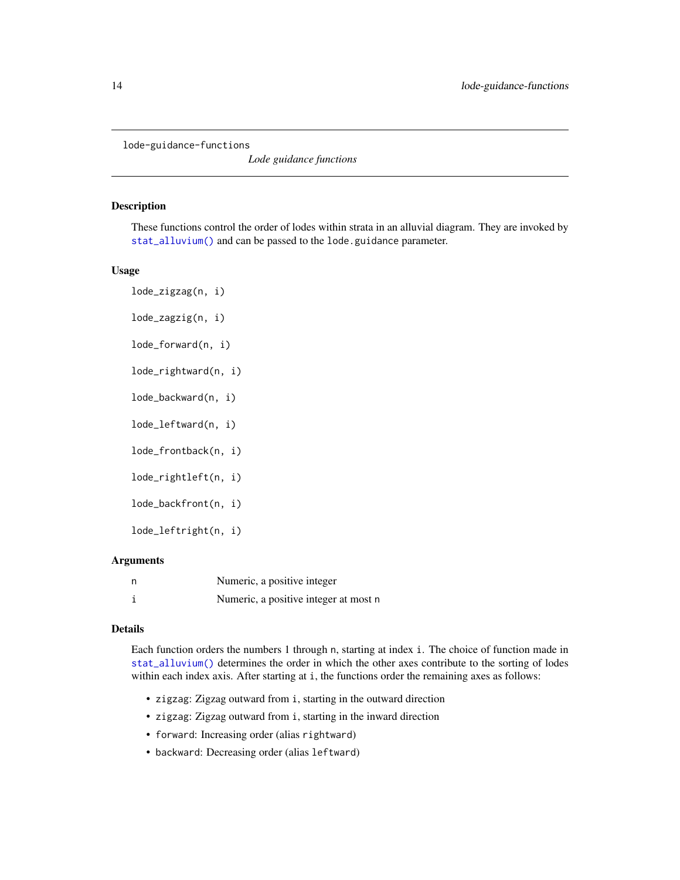lode-guidance-functions

*Lode guidance functions*

## Description

These functions control the order of lodes within strata in an alluvial diagram. They are invoked by `stat_alluvium()` and can be passed to the `lode.guidance` parameter.

## Usage

```
lode_zigzag(n, i)

lode_zagzig(n, i)

lode_forward(n, i)

lode_rightward(n, i)

lode_backward(n, i)

lode_leftward(n, i)

lode_frontback(n, i)

lode_rightleft(n, i)

lode_backfront(n, i)

lode_leftright(n, i)
```

## Arguments

| | |
|---|---|
| `n` | Numeric, a positive integer |
| `i` | Numeric, a positive integer at most `n` |

## Details

Each function orders the numbers 1 through `n`, starting at index `i`. The choice of function made in `stat_alluvium()` determines the order in which the other axes contribute to the sorting of lodes within each index axis. After starting at `i`, the functions order the remaining axes as follows:

- `zigzag`: Zigzag outward from `i`, starting in the outward direction
- `zigzag`: Zigzag outward from `i`, starting in the inward direction
- `forward`: Increasing order (alias `rightward`)
- `backward`: Decreasing order (alias `leftward`)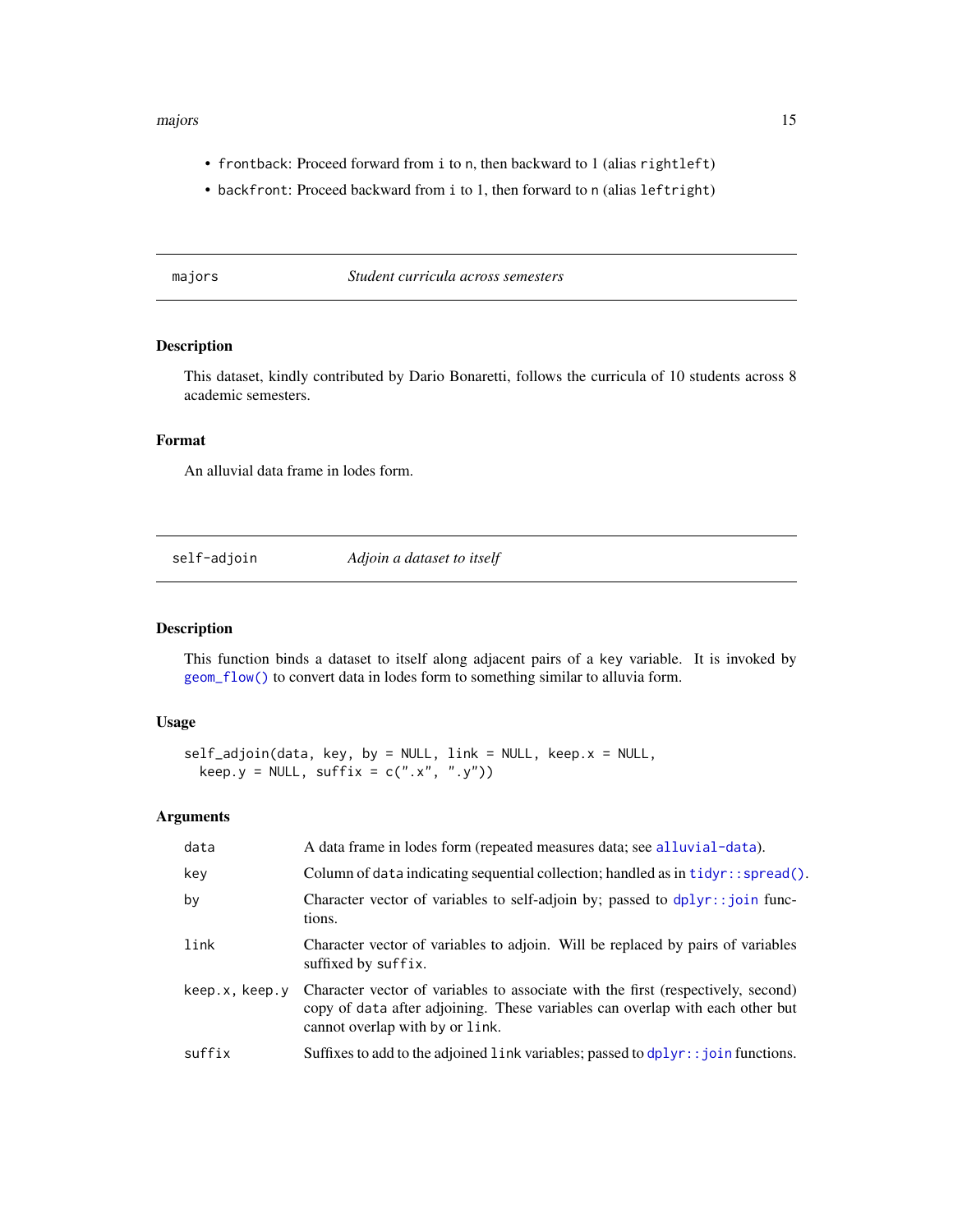- `frontback`: Proceed forward from `i` to `n`, then backward to 1 (alias `rightleft`)
- `backfront`: Proceed backward from `i` to 1, then forward to `n` (alias `leftright`)

---

## majors — *Student curricula across semesters*

### Description

This dataset, kindly contributed by Dario Bonaretti, follows the curricula of 10 students across 8 academic semesters.

### Format

An alluvial data frame in lodes form.

---

## self-adjoin — *Adjoin a dataset to itself*

### Description

This function binds a dataset to itself along adjacent pairs of a `key` variable. It is invoked by `geom_flow()` to convert data in lodes form to something similar to alluvia form.

### Usage

```
self_adjoin(data, key, by = NULL, link = NULL, keep.x = NULL,
  keep.y = NULL, suffix = c(".x", ".y"))
```

### Arguments

| | |
|---|---|
| `data` | A data frame in lodes form (repeated measures data; see `alluvial-data`). |
| `key` | Column of `data` indicating sequential collection; handled as in `tidyr::spread()`. |
| `by` | Character vector of variables to self-adjoin by; passed to `dplyr::join` functions. |
| `link` | Character vector of variables to adjoin. Will be replaced by pairs of variables suffixed by `suffix`. |
| `keep.x, keep.y` | Character vector of variables to associate with the first (respectively, second) copy of `data` after adjoining. These variables can overlap with each other but cannot overlap with `by` or `link`. |
| `suffix` | Suffixes to add to the adjoined `link` variables; passed to `dplyr::join` functions. |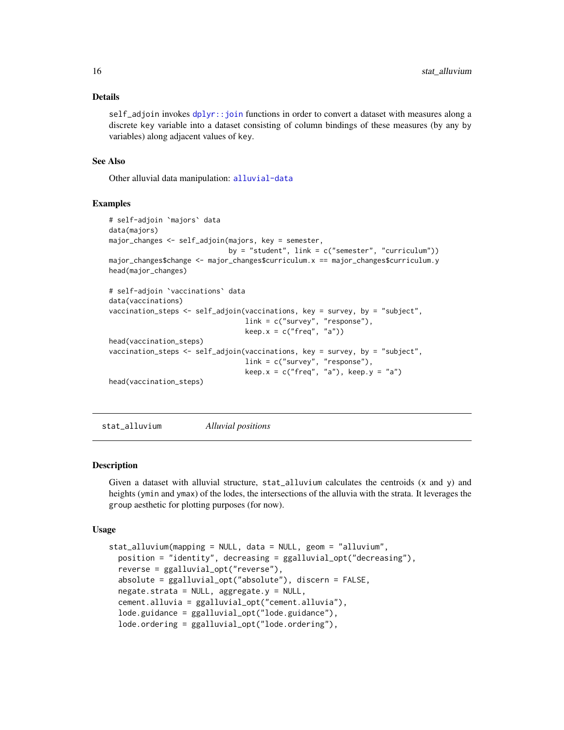### Details

`self_adjoin` invokes `dplyr::join` functions in order to convert a dataset with measures along a discrete `key` variable into a dataset consisting of column bindings of these measures (by any `by` variables) along adjacent values of `key`.

### See Also

Other alluvial data manipulation: `alluvial-data`

### Examples

```
# self-adjoin `majors` data
data(majors)
major_changes <- self_adjoin(majors, key = semester,
                             by = "student", link = c("semester", "curriculum"))
major_changes$change <- major_changes$curriculum.x == major_changes$curriculum.y
head(major_changes)

# self-adjoin `vaccinations` data
data(vaccinations)
vaccination_steps <- self_adjoin(vaccinations, key = survey, by = "subject",
                                 link = c("survey", "response"),
                                 keep.x = c("freq", "a"))
head(vaccination_steps)
vaccination_steps <- self_adjoin(vaccinations, key = survey, by = "subject",
                                 link = c("survey", "response"),
                                 keep.x = c("freq", "a"), keep.y = "a")
head(vaccination_steps)
```

---

## `stat_alluvium` *Alluvial positions*

---

### Description

Given a dataset with alluvial structure, `stat_alluvium` calculates the centroids (`x` and `y`) and heights (`ymin` and `ymax`) of the lodes, the intersections of the alluvia with the strata. It leverages the `group` aesthetic for plotting purposes (for now).

### Usage

```
stat_alluvium(mapping = NULL, data = NULL, geom = "alluvium",
  position = "identity", decreasing = ggalluvial_opt("decreasing"),
  reverse = ggalluvial_opt("reverse"),
  absolute = ggalluvial_opt("absolute"), discern = FALSE,
  negate.strata = NULL, aggregate.y = NULL,
  cement.alluvia = ggalluvial_opt("cement.alluvia"),
  lode.guidance = ggalluvial_opt("lode.guidance"),
  lode.ordering = ggalluvial_opt("lode.ordering"),
```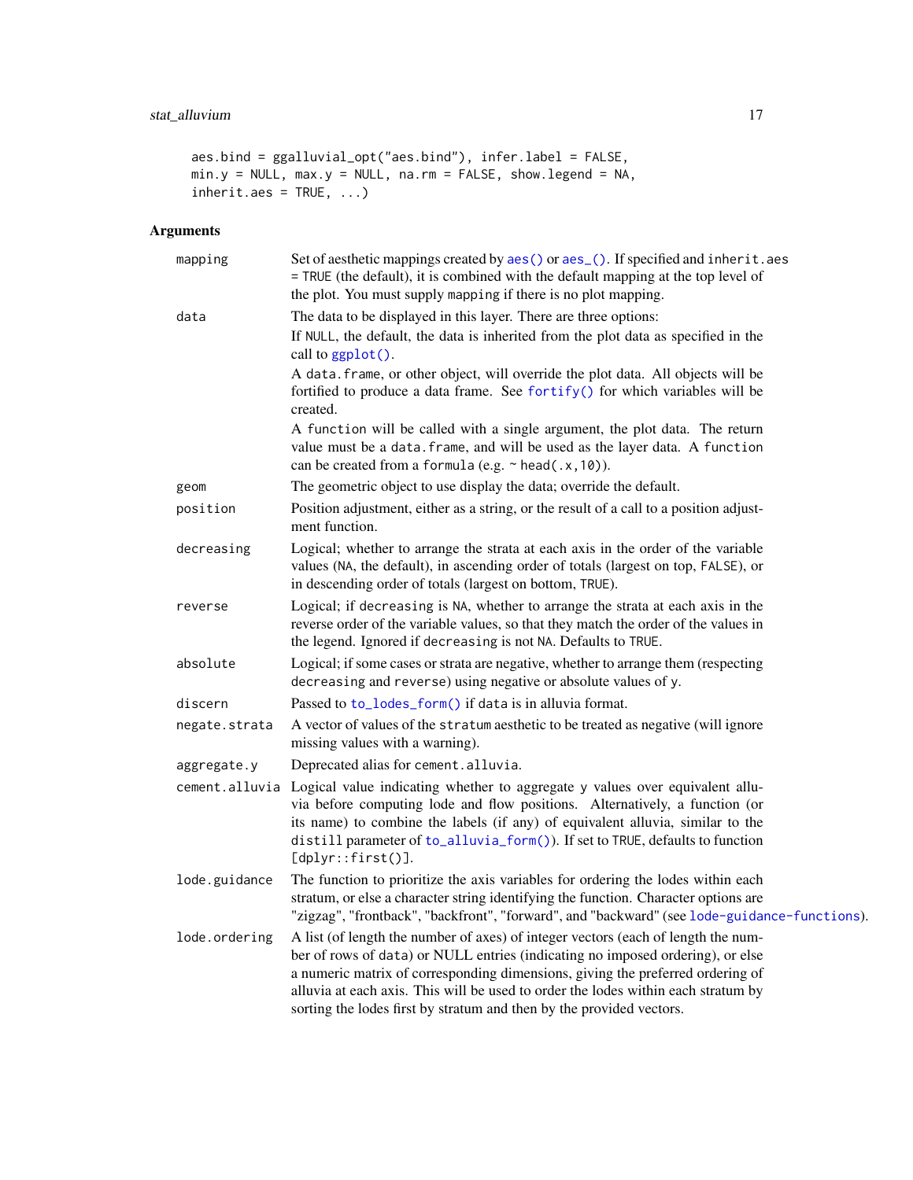```
  aes.bind = ggalluvial_opt("aes.bind"), infer.label = FALSE,
  min.y = NULL, max.y = NULL, na.rm = FALSE, show.legend = NA,
  inherit.aes = TRUE, ...)
```

## Arguments

| | |
|---|---|
| mapping | Set of aesthetic mappings created by aes() or aes_(). If specified and inherit.aes = TRUE (the default), it is combined with the default mapping at the top level of the plot. You must supply mapping if there is no plot mapping. |
| data | The data to be displayed in this layer. There are three options: If NULL, the default, the data is inherited from the plot data as specified in the call to ggplot(). A data.frame, or other object, will override the plot data. All objects will be fortified to produce a data frame. See fortify() for which variables will be created. A function will be called with a single argument, the plot data. The return value must be a data.frame, and will be used as the layer data. A function can be created from a formula (e.g. ~ head(.x,10)). |
| geom | The geometric object to use display the data; override the default. |
| position | Position adjustment, either as a string, or the result of a call to a position adjustment function. |
| decreasing | Logical; whether to arrange the strata at each axis in the order of the variable values (NA, the default), in ascending order of totals (largest on top, FALSE), or in descending order of totals (largest on bottom, TRUE). |
| reverse | Logical; if decreasing is NA, whether to arrange the strata at each axis in the reverse order of the variable values, so that they match the order of the values in the legend. Ignored if decreasing is not NA. Defaults to TRUE. |
| absolute | Logical; if some cases or strata are negative, whether to arrange them (respecting decreasing and reverse) using negative or absolute values of y. |
| discern | Passed to to_lodes_form() if data is in alluvia format. |
| negate.strata | A vector of values of the stratum aesthetic to be treated as negative (will ignore missing values with a warning). |
| aggregate.y | Deprecated alias for cement.alluvia. |
| cement.alluvia | Logical value indicating whether to aggregate y values over equivalent alluvia before computing lode and flow positions. Alternatively, a function (or its name) to combine the labels (if any) of equivalent alluvia, similar to the distill parameter of to_alluvia_form()). If set to TRUE, defaults to function [dplyr::first()]. |
| lode.guidance | The function to prioritize the axis variables for ordering the lodes within each stratum, or else a character string identifying the function. Character options are "zigzag", "frontback", "backfront", "forward", and "backward" (see lode-guidance-functions). |
| lode.ordering | A list (of length the number of axes) of integer vectors (each of length the number of rows of data) or NULL entries (indicating no imposed ordering), or else a numeric matrix of corresponding dimensions, giving the preferred ordering of alluvia at each axis. This will be used to order the lodes within each stratum by sorting the lodes first by stratum and then by the provided vectors. |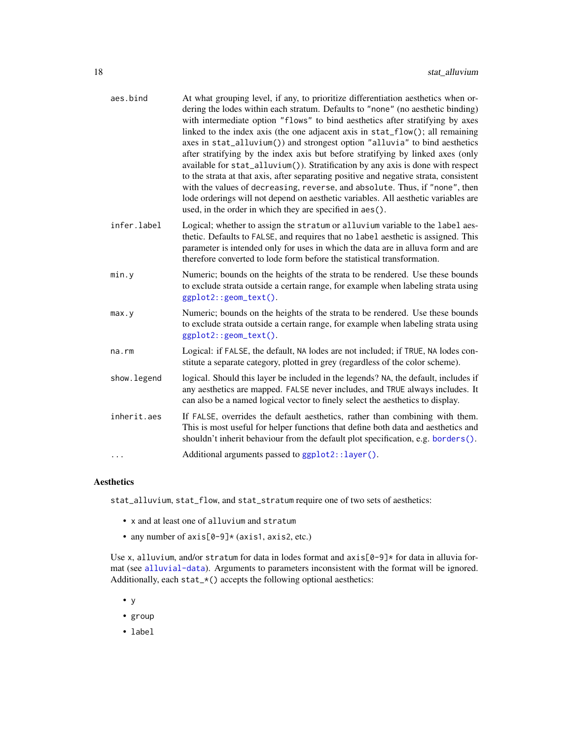| | |
|---|---|
| `aes.bind` | At what grouping level, if any, to prioritize differentiation aesthetics when ordering the lodes within each stratum. Defaults to `"none"` (no aesthetic binding) with intermediate option `"flows"` to bind aesthetics after stratifying by axes linked to the index axis (the one adjacent axis in `stat_flow()`; all remaining axes in `stat_alluvium()`) and strongest option `"alluvia"` to bind aesthetics after stratifying by the index axis but before stratifying by linked axes (only available for `stat_alluvium()`). Stratification by any axis is done with respect to the strata at that axis, after separating positive and negative strata, consistent with the values of `decreasing`, `reverse`, and `absolute`. Thus, if `"none"`, then lode orderings will not depend on aesthetic variables. All aesthetic variables are used, in the order in which they are specified in `aes()`. |
| `infer.label` | Logical; whether to assign the `stratum` or `alluvium` variable to the `label` aesthetic. Defaults to `FALSE`, and requires that no `label` aesthetic is assigned. This parameter is intended only for uses in which the data are in alluva form and are therefore converted to lode form before the statistical transformation. |
| `min.y` | Numeric; bounds on the heights of the strata to be rendered. Use these bounds to exclude strata outside a certain range, for example when labeling strata using `ggplot2::geom_text()`. |
| `max.y` | Numeric; bounds on the heights of the strata to be rendered. Use these bounds to exclude strata outside a certain range, for example when labeling strata using `ggplot2::geom_text()`. |
| `na.rm` | Logical: if `FALSE`, the default, `NA` lodes are not included; if `TRUE`, `NA` lodes constitute a separate category, plotted in grey (regardless of the color scheme). |
| `show.legend` | logical. Should this layer be included in the legends? `NA`, the default, includes if any aesthetics are mapped. `FALSE` never includes, and `TRUE` always includes. It can also be a named logical vector to finely select the aesthetics to display. |
| `inherit.aes` | If `FALSE`, overrides the default aesthetics, rather than combining with them. This is most useful for helper functions that define both data and aesthetics and shouldn't inherit behaviour from the default plot specification, e.g. `borders()`. |
| `...` | Additional arguments passed to `ggplot2::layer()`. |

### Aesthetics

`stat_alluvium`, `stat_flow`, and `stat_stratum` require one of two sets of aesthetics:

- `x` and at least one of `alluvium` and `stratum`
- any number of `axis[0-9]*` (`axis1`, `axis2`, etc.)

Use `x`, `alluvium`, and/or `stratum` for data in lodes format and `axis[0-9]*` for data in alluvia format (see `alluvial-data`). Arguments to parameters inconsistent with the format will be ignored. Additionally, each `stat_*()` accepts the following optional aesthetics:

- `y`
- `group`
- `label`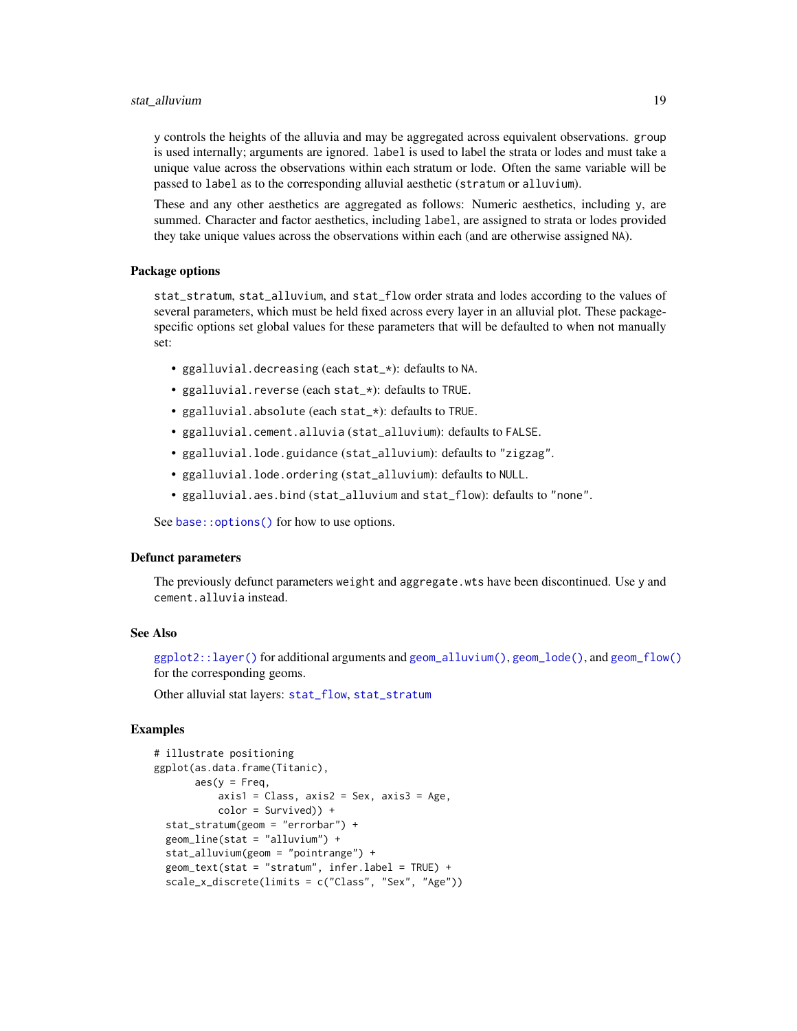y controls the heights of the alluvia and may be aggregated across equivalent observations. group is used internally; arguments are ignored. label is used to label the strata or lodes and must take a unique value across the observations within each stratum or lode. Often the same variable will be passed to label as to the corresponding alluvial aesthetic (stratum or alluvium).

These and any other aesthetics are aggregated as follows: Numeric aesthetics, including y, are summed. Character and factor aesthetics, including label, are assigned to strata or lodes provided they take unique values across the observations within each (and are otherwise assigned NA).

### Package options

stat_stratum, stat_alluvium, and stat_flow order strata and lodes according to the values of several parameters, which must be held fixed across every layer in an alluvial plot. These package-specific options set global values for these parameters that will be defaulted to when not manually set:

- ggalluvial.decreasing (each stat_*): defaults to NA.
- ggalluvial.reverse (each stat_*): defaults to TRUE.
- ggalluvial.absolute (each stat_*): defaults to TRUE.
- ggalluvial.cement.alluvia (stat_alluvium): defaults to FALSE.
- ggalluvial.lode.guidance (stat_alluvium): defaults to "zigzag".
- ggalluvial.lode.ordering (stat_alluvium): defaults to NULL.
- ggalluvial.aes.bind (stat_alluvium and stat_flow): defaults to "none".

See base::options() for how to use options.

### Defunct parameters

The previously defunct parameters weight and aggregate.wts have been discontinued. Use y and cement.alluvia instead.

### See Also

ggplot2::layer() for additional arguments and geom_alluvium(), geom_lode(), and geom_flow() for the corresponding geoms.

Other alluvial stat layers: stat_flow, stat_stratum

### Examples

```
# illustrate positioning
ggplot(as.data.frame(Titanic),
       aes(y = Freq,
           axis1 = Class, axis2 = Sex, axis3 = Age,
           color = Survived)) +
  stat_stratum(geom = "errorbar") +
  geom_line(stat = "alluvium") +
  stat_alluvium(geom = "pointrange") +
  geom_text(stat = "stratum", infer.label = TRUE) +
  scale_x_discrete(limits = c("Class", "Sex", "Age"))
```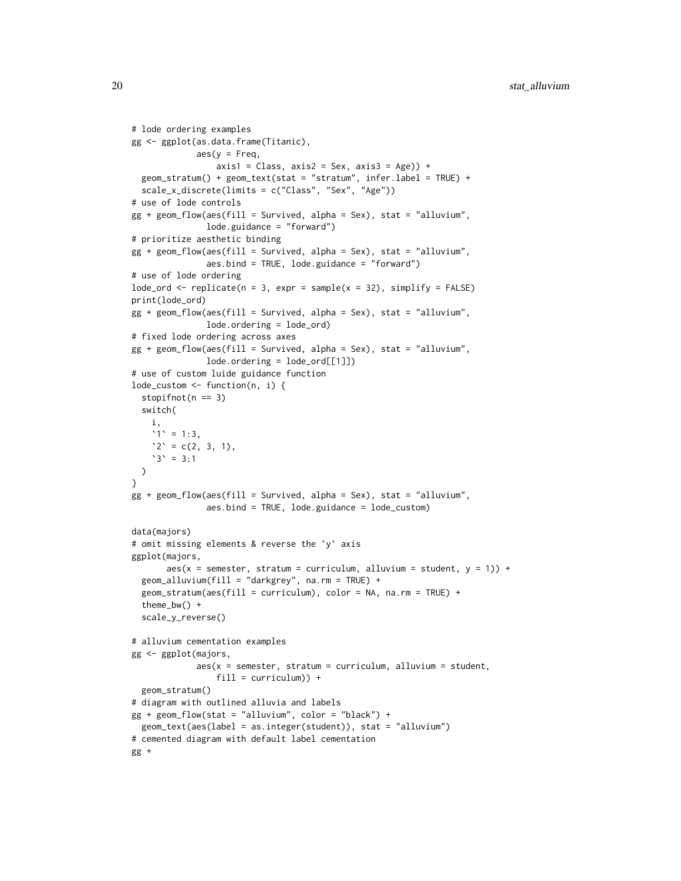```
# lode ordering examples
gg <- ggplot(as.data.frame(Titanic),
             aes(y = Freq,
                 axis1 = Class, axis2 = Sex, axis3 = Age)) +
  geom_stratum() + geom_text(stat = "stratum", infer.label = TRUE) +
  scale_x_discrete(limits = c("Class", "Sex", "Age"))
# use of lode controls
gg + geom_flow(aes(fill = Survived, alpha = Sex), stat = "alluvium",
               lode.guidance = "forward")
# prioritize aesthetic binding
gg + geom_flow(aes(fill = Survived, alpha = Sex), stat = "alluvium",
               aes.bind = TRUE, lode.guidance = "forward")
# use of lode ordering
lode_ord <- replicate(n = 3, expr = sample(x = 32), simplify = FALSE)
print(lode_ord)
gg + geom_flow(aes(fill = Survived, alpha = Sex), stat = "alluvium",
               lode.ordering = lode_ord)
# fixed lode ordering across axes
gg + geom_flow(aes(fill = Survived, alpha = Sex), stat = "alluvium",
               lode.ordering = lode_ord[[1]])
# use of custom luide guidance function
lode_custom <- function(n, i) {
  stopifnot(n == 3)
  switch(
    i,
    `1` = 1:3,
    `2` = c(2, 3, 1),
    `3` = 3:1
  )
}
gg + geom_flow(aes(fill = Survived, alpha = Sex), stat = "alluvium",
               aes.bind = TRUE, lode.guidance = lode_custom)

data(majors)
# omit missing elements & reverse the `y` axis
ggplot(majors,
       aes(x = semester, stratum = curriculum, alluvium = student, y = 1)) +
  geom_alluvium(fill = "darkgrey", na.rm = TRUE) +
  geom_stratum(aes(fill = curriculum), color = NA, na.rm = TRUE) +
  theme_bw() +
  scale_y_reverse()

# alluvium cementation examples
gg <- ggplot(majors,
             aes(x = semester, stratum = curriculum, alluvium = student,
                 fill = curriculum)) +
  geom_stratum()
# diagram with outlined alluvia and labels
gg + geom_flow(stat = "alluvium", color = "black") +
  geom_text(aes(label = as.integer(student)), stat = "alluvium")
# cemented diagram with default label cementation
gg +
```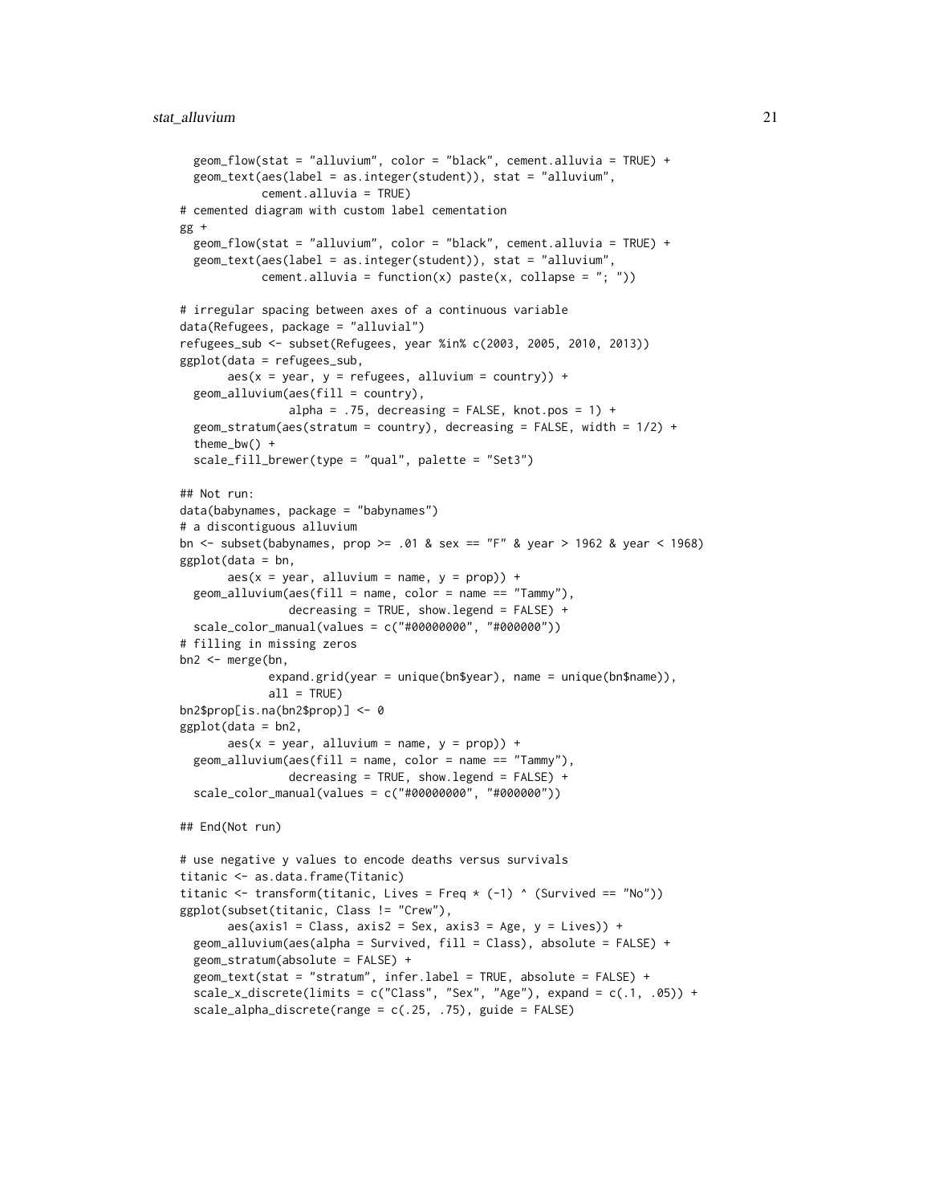```
  geom_flow(stat = "alluvium", color = "black", cement.alluvia = TRUE) +
  geom_text(aes(label = as.integer(student)), stat = "alluvium",
            cement.alluvia = TRUE)
# cemented diagram with custom label cementation
gg +
  geom_flow(stat = "alluvium", color = "black", cement.alluvia = TRUE) +
  geom_text(aes(label = as.integer(student)), stat = "alluvium",
            cement.alluvia = function(x) paste(x, collapse = "; "))

# irregular spacing between axes of a continuous variable
data(Refugees, package = "alluvial")
refugees_sub <- subset(Refugees, year %in% c(2003, 2005, 2010, 2013))
ggplot(data = refugees_sub,
       aes(x = year, y = refugees, alluvium = country)) +
  geom_alluvium(aes(fill = country),
                alpha = .75, decreasing = FALSE, knot.pos = 1) +
  geom_stratum(aes(stratum = country), decreasing = FALSE, width = 1/2) +
  theme_bw() +
  scale_fill_brewer(type = "qual", palette = "Set3")

## Not run:
data(babynames, package = "babynames")
# a discontiguous alluvium
bn <- subset(babynames, prop >= .01 & sex == "F" & year > 1962 & year < 1968)
ggplot(data = bn,
       aes(x = year, alluvium = name, y = prop)) +
  geom_alluvium(aes(fill = name, color = name == "Tammy"),
                decreasing = TRUE, show.legend = FALSE) +
  scale_color_manual(values = c("#00000000", "#000000"))
# filling in missing zeros
bn2 <- merge(bn,
             expand.grid(year = unique(bn$year), name = unique(bn$name)),
             all = TRUE)
bn2$prop[is.na(bn2$prop)] <- 0
ggplot(data = bn2,
       aes(x = year, alluvium = name, y = prop)) +
  geom_alluvium(aes(fill = name, color = name == "Tammy"),
                decreasing = TRUE, show.legend = FALSE) +
  scale_color_manual(values = c("#00000000", "#000000"))

## End(Not run)

# use negative y values to encode deaths versus survivals
titanic <- as.data.frame(Titanic)
titanic <- transform(titanic, Lives = Freq * (-1) ^ (Survived == "No"))
ggplot(subset(titanic, Class != "Crew"),
       aes(axis1 = Class, axis2 = Sex, axis3 = Age, y = Lives)) +
  geom_alluvium(aes(alpha = Survived, fill = Class), absolute = FALSE) +
  geom_stratum(absolute = FALSE) +
  geom_text(stat = "stratum", infer.label = TRUE, absolute = FALSE) +
  scale_x_discrete(limits = c("Class", "Sex", "Age"), expand = c(.1, .05)) +
  scale_alpha_discrete(range = c(.25, .75), guide = FALSE)
```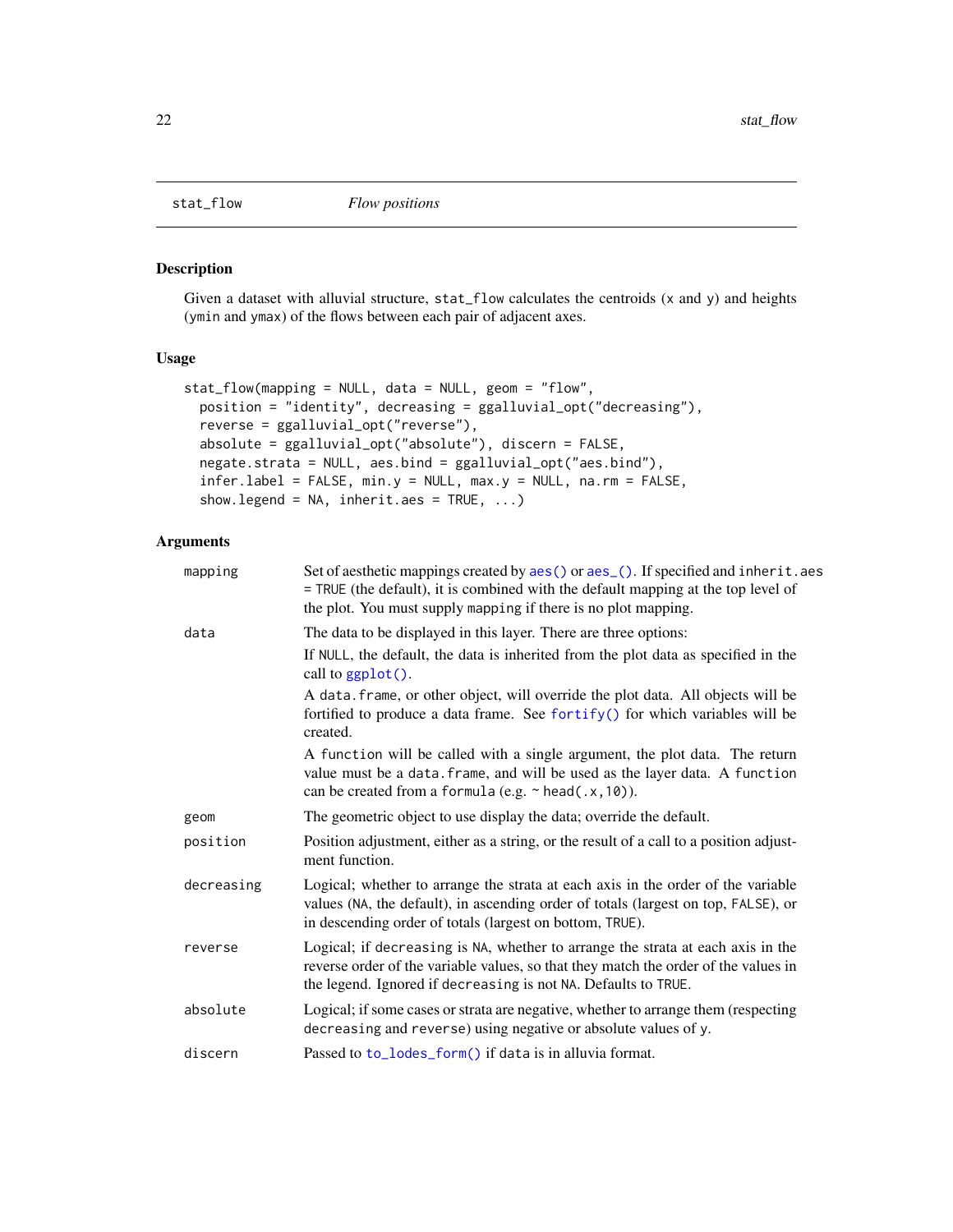stat_flow *Flow positions*

### Description

Given a dataset with alluvial structure, `stat_flow` calculates the centroids (`x` and `y`) and heights (`ymin` and `ymax`) of the flows between each pair of adjacent axes.

### Usage

```
stat_flow(mapping = NULL, data = NULL, geom = "flow",
  position = "identity", decreasing = ggalluvial_opt("decreasing"),
  reverse = ggalluvial_opt("reverse"),
  absolute = ggalluvial_opt("absolute"), discern = FALSE,
  negate.strata = NULL, aes.bind = ggalluvial_opt("aes.bind"),
  infer.label = FALSE, min.y = NULL, max.y = NULL, na.rm = FALSE,
  show.legend = NA, inherit.aes = TRUE, ...)
```

### Arguments

| | |
|---|---|
| `mapping` | Set of aesthetic mappings created by `aes()` or `aes_()`. If specified and `inherit.aes = TRUE` (the default), it is combined with the default mapping at the top level of the plot. You must supply `mapping` if there is no plot mapping. |
| `data` | The data to be displayed in this layer. There are three options:<br>If `NULL`, the default, the data is inherited from the plot data as specified in the call to `ggplot()`.<br>A `data.frame`, or other object, will override the plot data. All objects will be fortified to produce a data frame. See `fortify()` for which variables will be created.<br>A `function` will be called with a single argument, the plot data. The return value must be a `data.frame`, and will be used as the layer data. A `function` can be created from a `formula` (e.g. `~ head(.x,10)`). |
| `geom` | The geometric object to use display the data; override the default. |
| `position` | Position adjustment, either as a string, or the result of a call to a position adjustment function. |
| `decreasing` | Logical; whether to arrange the strata at each axis in the order of the variable values (`NA`, the default), in ascending order of totals (largest on top, `FALSE`), or in descending order of totals (largest on bottom, `TRUE`). |
| `reverse` | Logical; if `decreasing` is `NA`, whether to arrange the strata at each axis in the reverse order of the variable values, so that they match the order of the values in the legend. Ignored if `decreasing` is not `NA`. Defaults to `TRUE`. |
| `absolute` | Logical; if some cases or strata are negative, whether to arrange them (respecting `decreasing` and `reverse`) using negative or absolute values of `y`. |
| `discern` | Passed to `to_lodes_form()` if `data` is in alluvia format. |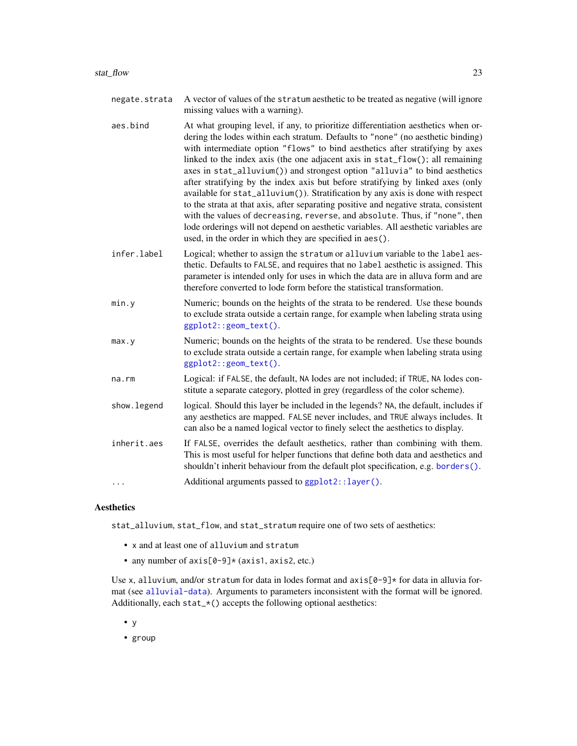negate.strata
: A vector of values of the stratum aesthetic to be treated as negative (will ignore missing values with a warning).

aes.bind
: At what grouping level, if any, to prioritize differentiation aesthetics when ordering the lodes within each stratum. Defaults to "none" (no aesthetic binding) with intermediate option "flows" to bind aesthetics after stratifying by axes linked to the index axis (the one adjacent axis in stat_flow(); all remaining axes in stat_alluvium()) and strongest option "alluvia" to bind aesthetics after stratifying by the index axis but before stratifying by linked axes (only available for stat_alluvium()). Stratification by any axis is done with respect to the strata at that axis, after separating positive and negative strata, consistent with the values of decreasing, reverse, and absolute. Thus, if "none", then lode orderings will not depend on aesthetic variables. All aesthetic variables are used, in the order in which they are specified in aes().

infer.label
: Logical; whether to assign the stratum or alluvium variable to the label aesthetic. Defaults to FALSE, and requires that no label aesthetic is assigned. This parameter is intended only for uses in which the data are in alluva form and are therefore converted to lode form before the statistical transformation.

min.y
: Numeric; bounds on the heights of the strata to be rendered. Use these bounds to exclude strata outside a certain range, for example when labeling strata using ggplot2::geom_text().

max.y
: Numeric; bounds on the heights of the strata to be rendered. Use these bounds to exclude strata outside a certain range, for example when labeling strata using ggplot2::geom_text().

na.rm
: Logical: if FALSE, the default, NA lodes are not included; if TRUE, NA lodes constitute a separate category, plotted in grey (regardless of the color scheme).

show.legend
: logical. Should this layer be included in the legends? NA, the default, includes if any aesthetics are mapped. FALSE never includes, and TRUE always includes. It can also be a named logical vector to finely select the aesthetics to display.

inherit.aes
: If FALSE, overrides the default aesthetics, rather than combining with them. This is most useful for helper functions that define both data and aesthetics and shouldn't inherit behaviour from the default plot specification, e.g. borders().

...
: Additional arguments passed to ggplot2::layer().

## Aesthetics

stat_alluvium, stat_flow, and stat_stratum require one of two sets of aesthetics:

- x and at least one of alluvium and stratum
- any number of axis[0-9]* (axis1, axis2, etc.)

Use x, alluvium, and/or stratum for data in lodes format and axis[0-9]* for data in alluvia format (see alluvial-data). Arguments to parameters inconsistent with the format will be ignored. Additionally, each stat_*() accepts the following optional aesthetics:

- y
- group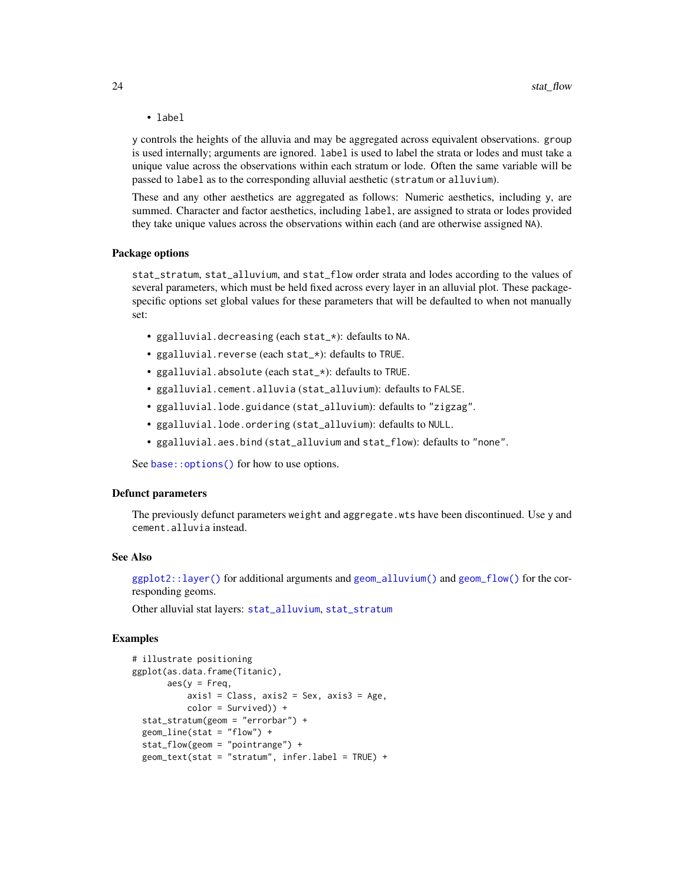- `label`

`y` controls the heights of the alluvia and may be aggregated across equivalent observations. `group` is used internally; arguments are ignored. `label` is used to label the strata or lodes and must take a unique value across the observations within each stratum or lode. Often the same variable will be passed to `label` as to the corresponding alluvial aesthetic (`stratum` or `alluvium`).

These and any other aesthetics are aggregated as follows: Numeric aesthetics, including `y`, are summed. Character and factor aesthetics, including `label`, are assigned to strata or lodes provided they take unique values across the observations within each (and are otherwise assigned `NA`).

### Package options

`stat_stratum`, `stat_alluvium`, and `stat_flow` order strata and lodes according to the values of several parameters, which must be held fixed across every layer in an alluvial plot. These package-specific options set global values for these parameters that will be defaulted to when not manually set:

- `ggalluvial.decreasing` (each `stat_*`): defaults to `NA`.
- `ggalluvial.reverse` (each `stat_*`): defaults to `TRUE`.
- `ggalluvial.absolute` (each `stat_*`): defaults to `TRUE`.
- `ggalluvial.cement.alluvia` (`stat_alluvium`): defaults to `FALSE`.
- `ggalluvial.lode.guidance` (`stat_alluvium`): defaults to `"zigzag"`.
- `ggalluvial.lode.ordering` (`stat_alluvium`): defaults to `NULL`.
- `ggalluvial.aes.bind` (`stat_alluvium` and `stat_flow`): defaults to `"none"`.

See `base::options()` for how to use options.

### Defunct parameters

The previously defunct parameters `weight` and `aggregate.wts` have been discontinued. Use `y` and `cement.alluvia` instead.

### See Also

`ggplot2::layer()` for additional arguments and `geom_alluvium()` and `geom_flow()` for the corresponding geoms.

Other alluvial stat layers: `stat_alluvium`, `stat_stratum`

### Examples

```
# illustrate positioning
ggplot(as.data.frame(Titanic),
       aes(y = Freq,
           axis1 = Class, axis2 = Sex, axis3 = Age,
           color = Survived)) +
  stat_stratum(geom = "errorbar") +
  geom_line(stat = "flow") +
  stat_flow(geom = "pointrange") +
  geom_text(stat = "stratum", infer.label = TRUE) +
```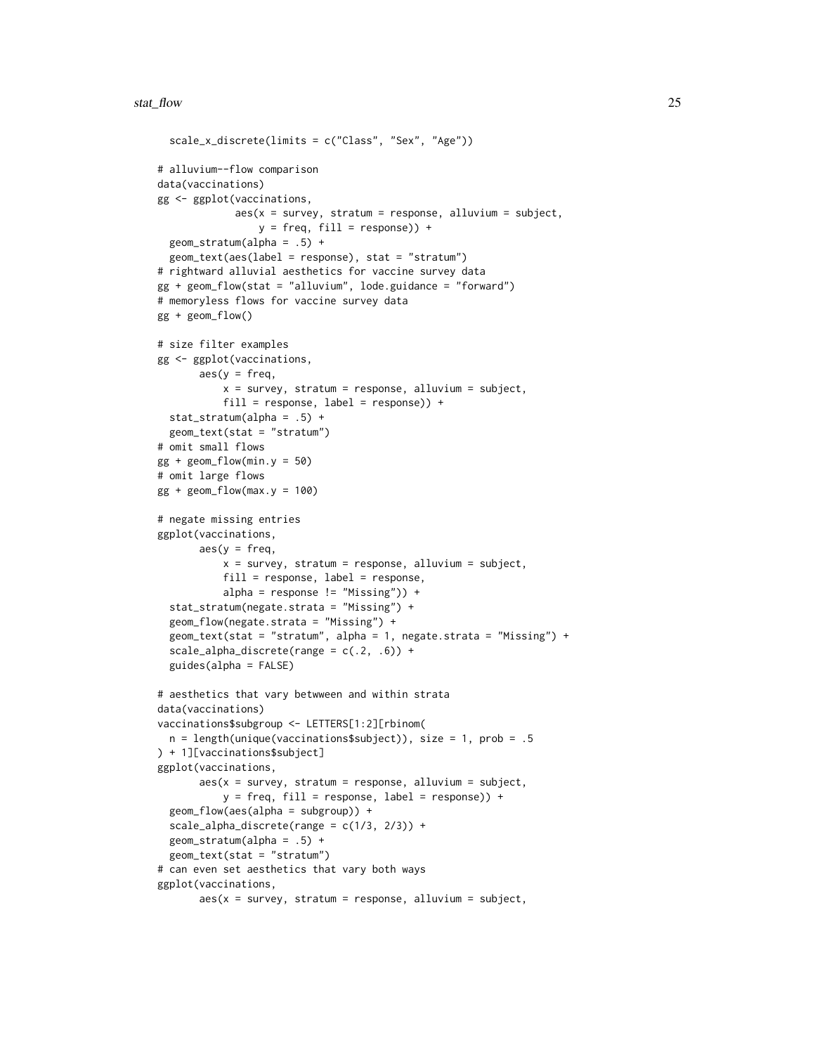```
  scale_x_discrete(limits = c("Class", "Sex", "Age"))

# alluvium--flow comparison
data(vaccinations)
gg <- ggplot(vaccinations,
             aes(x = survey, stratum = response, alluvium = subject,
                 y = freq, fill = response)) +
  geom_stratum(alpha = .5) +
  geom_text(aes(label = response), stat = "stratum")
# rightward alluvial aesthetics for vaccine survey data
gg + geom_flow(stat = "alluvium", lode.guidance = "forward")
# memoryless flows for vaccine survey data
gg + geom_flow()

# size filter examples
gg <- ggplot(vaccinations,
       aes(y = freq,
           x = survey, stratum = response, alluvium = subject,
           fill = response, label = response)) +
  stat_stratum(alpha = .5) +
  geom_text(stat = "stratum")
# omit small flows
gg + geom_flow(min.y = 50)
# omit large flows
gg + geom_flow(max.y = 100)

# negate missing entries
ggplot(vaccinations,
       aes(y = freq,
           x = survey, stratum = response, alluvium = subject,
           fill = response, label = response,
           alpha = response != "Missing")) +
  stat_stratum(negate.strata = "Missing") +
  geom_flow(negate.strata = "Missing") +
  geom_text(stat = "stratum", alpha = 1, negate.strata = "Missing") +
  scale_alpha_discrete(range = c(.2, .6)) +
  guides(alpha = FALSE)

# aesthetics that vary betwween and within strata
data(vaccinations)
vaccinations$subgroup <- LETTERS[1:2][rbinom(
  n = length(unique(vaccinations$subject)), size = 1, prob = .5
) + 1][vaccinations$subject]
ggplot(vaccinations,
       aes(x = survey, stratum = response, alluvium = subject,
           y = freq, fill = response, label = response)) +
  geom_flow(aes(alpha = subgroup)) +
  scale_alpha_discrete(range = c(1/3, 2/3)) +
  geom_stratum(alpha = .5) +
  geom_text(stat = "stratum")
# can even set aesthetics that vary both ways
ggplot(vaccinations,
       aes(x = survey, stratum = response, alluvium = subject,
```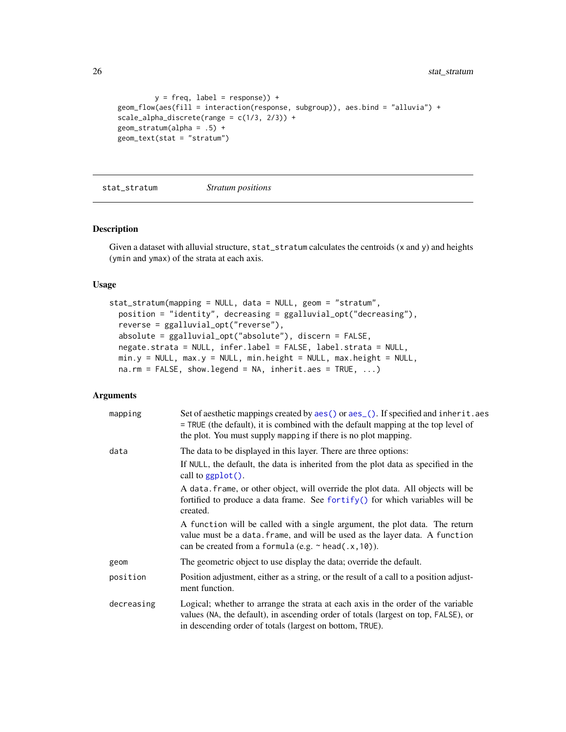```
y = freq, label = response)) +
  geom_flow(aes(fill = interaction(response, subgroup)), aes.bind = "alluvia") +
  scale_alpha_discrete(range = c(1/3, 2/3)) +
  geom_stratum(alpha = .5) +
  geom_text(stat = "stratum")
```

## stat_stratum *Stratum positions*

### Description

Given a dataset with alluvial structure, `stat_stratum` calculates the centroids (x and y) and heights (ymin and ymax) of the strata at each axis.

### Usage

```
stat_stratum(mapping = NULL, data = NULL, geom = "stratum",
  position = "identity", decreasing = ggalluvial_opt("decreasing"),
  reverse = ggalluvial_opt("reverse"),
  absolute = ggalluvial_opt("absolute"), discern = FALSE,
  negate.strata = NULL, infer.label = FALSE, label.strata = NULL,
  min.y = NULL, max.y = NULL, min.height = NULL, max.height = NULL,
  na.rm = FALSE, show.legend = NA, inherit.aes = TRUE, ...)
```

### Arguments

| | |
|---|---|
| mapping | Set of aesthetic mappings created by `aes()` or `aes_()`. If specified and `inherit.aes = TRUE` (the default), it is combined with the default mapping at the top level of the plot. You must supply `mapping` if there is no plot mapping. |
| data | The data to be displayed in this layer. There are three options: <br> If `NULL`, the default, the data is inherited from the plot data as specified in the call to `ggplot()`. <br> A `data.frame`, or other object, will override the plot data. All objects will be fortified to produce a data frame. See `fortify()` for which variables will be created. <br> A `function` will be called with a single argument, the plot data. The return value must be a `data.frame`, and will be used as the layer data. A `function` can be created from a `formula` (e.g. `~ head(.x,10)`). |
| geom | The geometric object to use display the data; override the default. |
| position | Position adjustment, either as a string, or the result of a call to a position adjustment function. |
| decreasing | Logical; whether to arrange the strata at each axis in the order of the variable values (`NA`, the default), in ascending order of totals (largest on top, `FALSE`), or in descending order of totals (largest on bottom, `TRUE`). |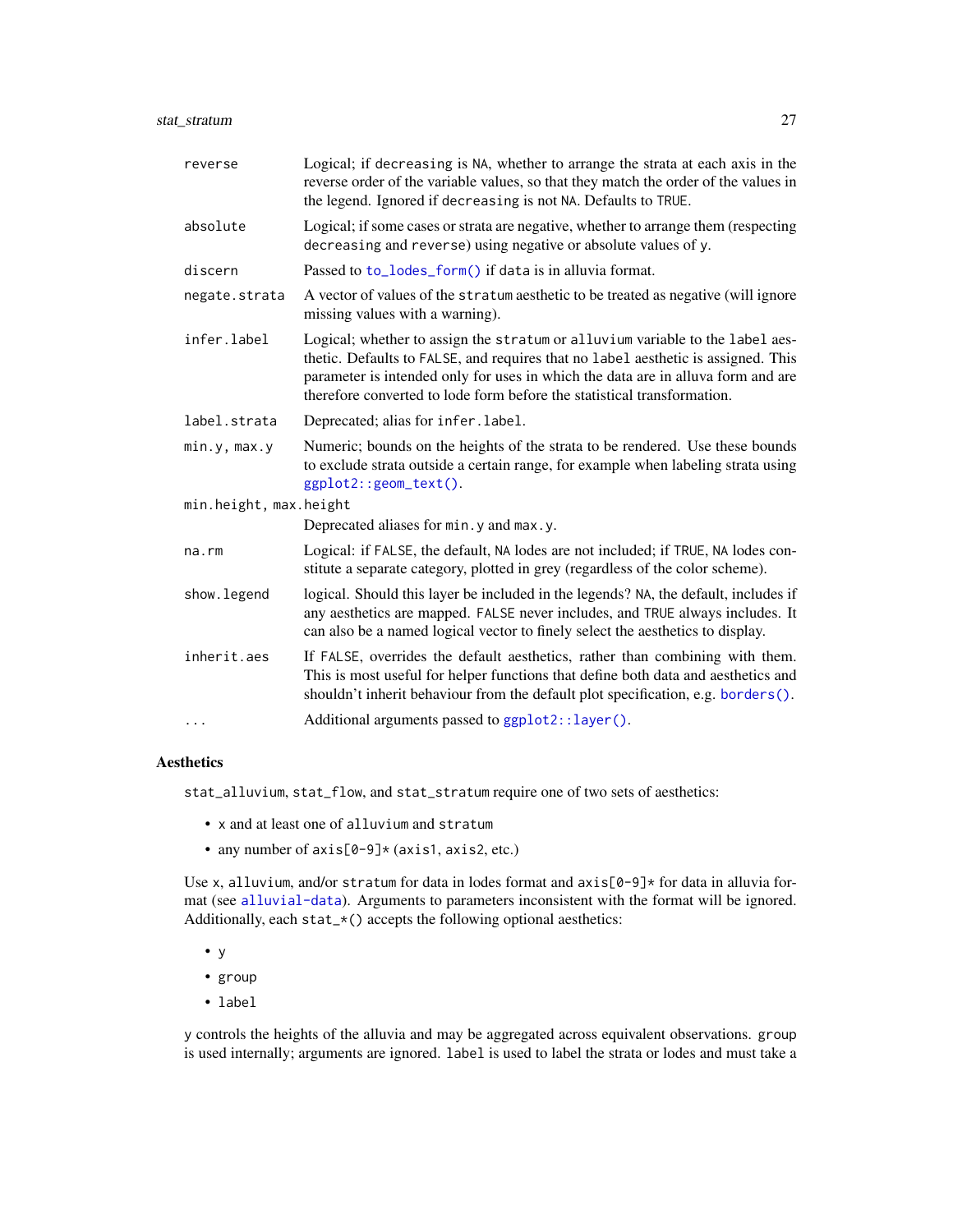| | |
|---|---|
| `reverse` | Logical; if `decreasing` is `NA`, whether to arrange the strata at each axis in the reverse order of the variable values, so that they match the order of the values in the legend. Ignored if `decreasing` is not `NA`. Defaults to `TRUE`. |
| `absolute` | Logical; if some cases or strata are negative, whether to arrange them (respecting `decreasing` and `reverse`) using negative or absolute values of `y`. |
| `discern` | Passed to `to_lodes_form()` if `data` is in alluvia format. |
| `negate.strata` | A vector of values of the `stratum` aesthetic to be treated as negative (will ignore missing values with a warning). |
| `infer.label` | Logical; whether to assign the `stratum` or `alluvium` variable to the `label` aesthetic. Defaults to `FALSE`, and requires that no `label` aesthetic is assigned. This parameter is intended only for uses in which the data are in alluva form and are therefore converted to lode form before the statistical transformation. |
| `label.strata` | Deprecated; alias for `infer.label`. |
| `min.y, max.y` | Numeric; bounds on the heights of the strata to be rendered. Use these bounds to exclude strata outside a certain range, for example when labeling strata using `ggplot2::geom_text()`. |
| `min.height, max.height` | Deprecated aliases for `min.y` and `max.y`. |
| `na.rm` | Logical: if `FALSE`, the default, `NA` lodes are not included; if `TRUE`, `NA` lodes constitute a separate category, plotted in grey (regardless of the color scheme). |
| `show.legend` | logical. Should this layer be included in the legends? `NA`, the default, includes if any aesthetics are mapped. `FALSE` never includes, and `TRUE` always includes. It can also be a named logical vector to finely select the aesthetics to display. |
| `inherit.aes` | If `FALSE`, overrides the default aesthetics, rather than combining with them. This is most useful for helper functions that define both data and aesthetics and shouldn't inherit behaviour from the default plot specification, e.g. `borders()`. |
| `...` | Additional arguments passed to `ggplot2::layer()`. |

## Aesthetics

`stat_alluvium`, `stat_flow`, and `stat_stratum` require one of two sets of aesthetics:

- `x` and at least one of `alluvium` and `stratum`
- any number of `axis[0-9]*` (`axis1`, `axis2`, etc.)

Use `x`, `alluvium`, and/or `stratum` for data in lodes format and `axis[0-9]*` for data in alluvia format (see `alluvial-data`). Arguments to parameters inconsistent with the format will be ignored. Additionally, each `stat_*()` accepts the following optional aesthetics:

- `y`
- `group`
- `label`

`y` controls the heights of the alluvia and may be aggregated across equivalent observations. `group` is used internally; arguments are ignored. `label` is used to label the strata or lodes and must take a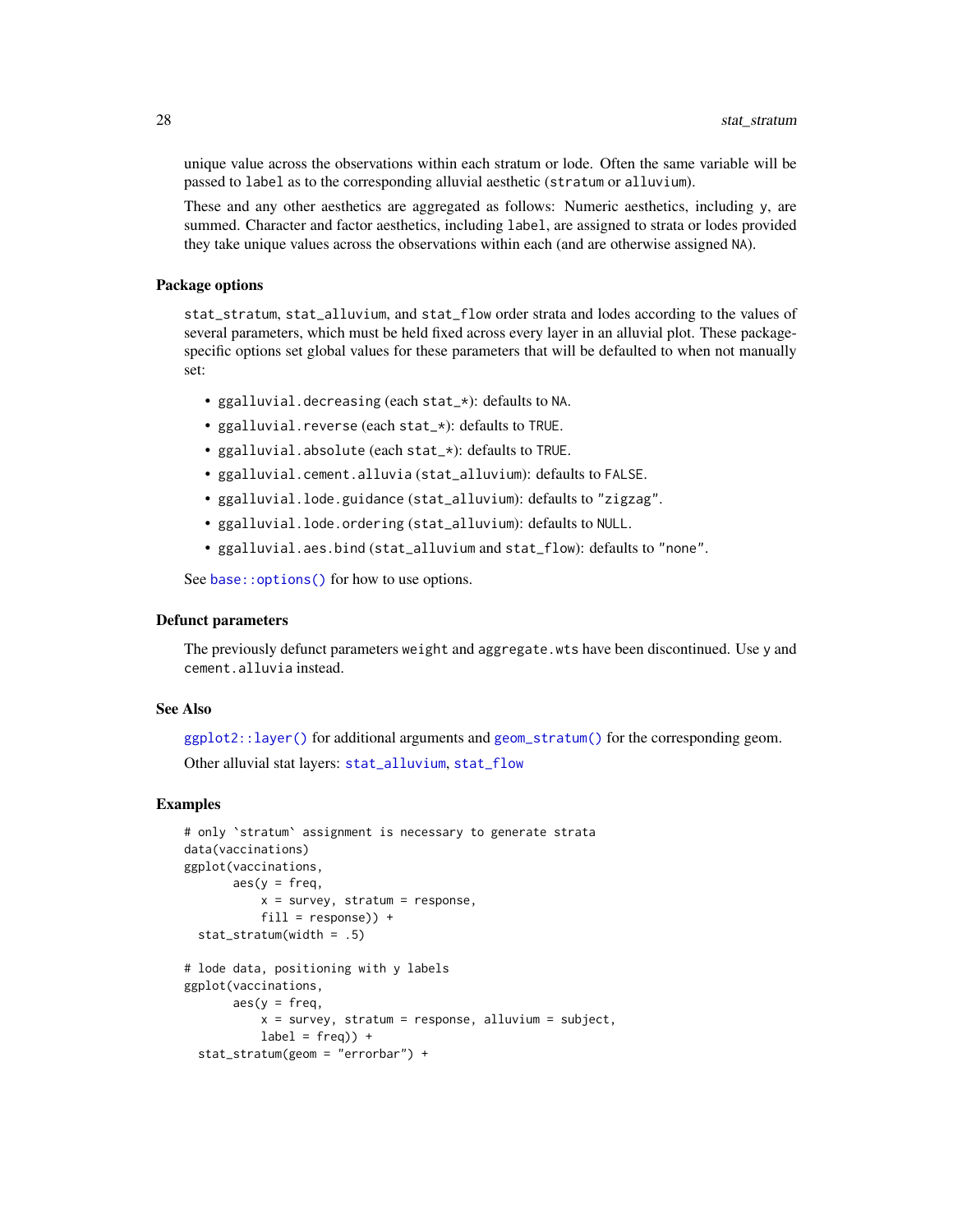unique value across the observations within each stratum or lode. Often the same variable will be passed to `label` as to the corresponding alluvial aesthetic (`stratum` or `alluvium`).

These and any other aesthetics are aggregated as follows: Numeric aesthetics, including `y`, are summed. Character and factor aesthetics, including `label`, are assigned to strata or lodes provided they take unique values across the observations within each (and are otherwise assigned `NA`).

### Package options

`stat_stratum`, `stat_alluvium`, and `stat_flow` order strata and lodes according to the values of several parameters, which must be held fixed across every layer in an alluvial plot. These package-specific options set global values for these parameters that will be defaulted to when not manually set:

- `ggalluvial.decreasing` (each `stat_*`): defaults to `NA`.
- `ggalluvial.reverse` (each `stat_*`): defaults to `TRUE`.
- `ggalluvial.absolute` (each `stat_*`): defaults to `TRUE`.
- `ggalluvial.cement.alluvia` (`stat_alluvium`): defaults to `FALSE`.
- `ggalluvial.lode.guidance` (`stat_alluvium`): defaults to `"zigzag"`.
- `ggalluvial.lode.ordering` (`stat_alluvium`): defaults to `NULL`.
- `ggalluvial.aes.bind` (`stat_alluvium` and `stat_flow`): defaults to `"none"`.

See `base::options()` for how to use options.

### Defunct parameters

The previously defunct parameters `weight` and `aggregate.wts` have been discontinued. Use `y` and `cement.alluvia` instead.

### See Also

`ggplot2::layer()` for additional arguments and `geom_stratum()` for the corresponding geom.

Other alluvial stat layers: `stat_alluvium`, `stat_flow`

### Examples

```
# only `stratum` assignment is necessary to generate strata
data(vaccinations)
ggplot(vaccinations,
       aes(y = freq,
           x = survey, stratum = response,
           fill = response)) +
  stat_stratum(width = .5)

# lode data, positioning with y labels
ggplot(vaccinations,
       aes(y = freq,
           x = survey, stratum = response, alluvium = subject,
           label = freq)) +
  stat_stratum(geom = "errorbar") +
```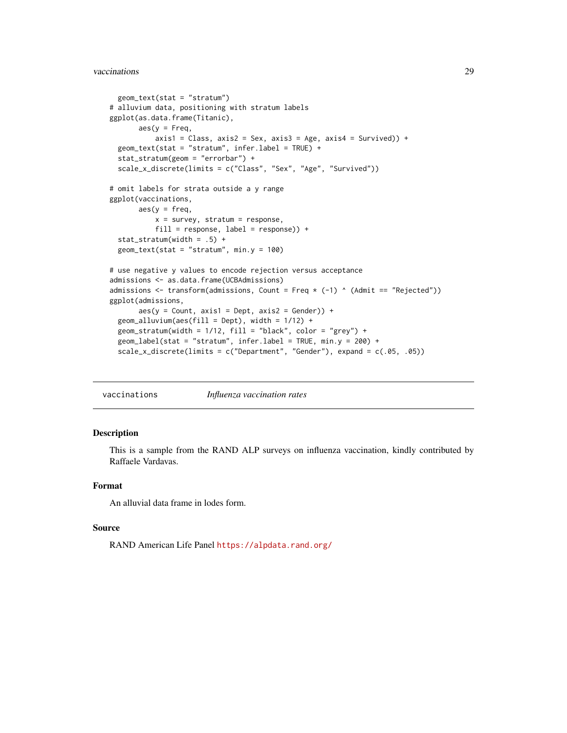```
  geom_text(stat = "stratum")
# alluvium data, positioning with stratum labels
ggplot(as.data.frame(Titanic),
       aes(y = Freq,
           axis1 = Class, axis2 = Sex, axis3 = Age, axis4 = Survived)) +
  geom_text(stat = "stratum", infer.label = TRUE) +
  stat_stratum(geom = "errorbar") +
  scale_x_discrete(limits = c("Class", "Sex", "Age", "Survived"))

# omit labels for strata outside a y range
ggplot(vaccinations,
       aes(y = freq,
           x = survey, stratum = response,
           fill = response, label = response)) +
  stat_stratum(width = .5) +
  geom_text(stat = "stratum", min.y = 100)

# use negative y values to encode rejection versus acceptance
admissions <- as.data.frame(UCBAdmissions)
admissions <- transform(admissions, Count = Freq * (-1) ^ (Admit == "Rejected"))
ggplot(admissions,
       aes(y = Count, axis1 = Dept, axis2 = Gender)) +
  geom_alluvium(aes(fill = Dept), width = 1/12) +
  geom_stratum(width = 1/12, fill = "black", color = "grey") +
  geom_label(stat = "stratum", infer.label = TRUE, min.y = 200) +
  scale_x_discrete(limits = c("Department", "Gender"), expand = c(.05, .05))
```

## vaccinations — *Influenza vaccination rates*

### Description

This is a sample from the RAND ALP surveys on influenza vaccination, kindly contributed by Raffaele Vardavas.

### Format

An alluvial data frame in lodes form.

### Source

RAND American Life Panel https://alpdata.rand.org/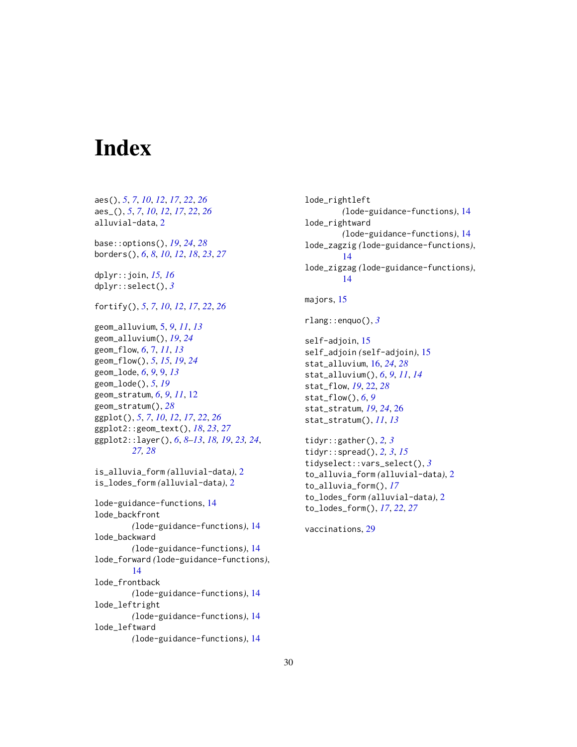# Index

aes(), *5*, *7*, *10*, *12*, *17*, *22*, *26*
aes_(), *5*, *7*, *10*, *12*, *17*, *22*, *26*
alluvial-data, 2

base::options(), *19*, *24*, *28*
borders(), *6*, *8*, *10*, *12*, *18*, *23*, *27*

dplyr::join, *15, 16*
dplyr::select(), *3*

fortify(), *5*, *7*, *10*, *12*, *17*, *22*, *26*

geom_alluvium, 5, *9*, *11*, *13*
geom_alluvium(), *19*, *24*
geom_flow, *6*, 7, *11*, *13*
geom_flow(), *5*, *15*, *19*, *24*
geom_lode, *6*, *9*, 9, *13*
geom_lode(), *5*, *19*
geom_stratum, *6*, *9*, *11*, 12
geom_stratum(), *28*
ggplot(), *5*, *7*, *10*, *12*, *17*, *22*, *26*
ggplot2::geom_text(), *18*, *23*, *27*
ggplot2::layer(), *6*, *8–13*, *18, 19*, *23, 24*, *27, 28*

is_alluvia_form *(*alluvial-data*)*, 2
is_lodes_form *(*alluvial-data*)*, 2

lode-guidance-functions, 14
lode_backfront *(*lode-guidance-functions*)*, 14
lode_backward *(*lode-guidance-functions*)*, 14
lode_forward *(*lode-guidance-functions*)*, 14
lode_frontback *(*lode-guidance-functions*)*, 14
lode_leftright *(*lode-guidance-functions*)*, 14
lode_leftward *(*lode-guidance-functions*)*, 14
lode_rightleft *(*lode-guidance-functions*)*, 14
lode_rightward *(*lode-guidance-functions*)*, 14
lode_zagzig *(*lode-guidance-functions*)*, 14
lode_zigzag *(*lode-guidance-functions*)*, 14

majors, 15

rlang::enquo(), *3*

self-adjoin, 15
self_adjoin *(*self-adjoin*)*, 15
stat_alluvium, 16, *24*, *28*
stat_alluvium(), *6*, *9*, *11*, *14*
stat_flow, *19*, 22, *28*
stat_flow(), *6*, *9*
stat_stratum, *19*, *24*, 26
stat_stratum(), *11*, *13*

tidyr::gather(), *2, 3*
tidyr::spread(), *2, 3*, *15*
tidyselect::vars_select(), *3*
to_alluvia_form *(*alluvial-data*)*, 2
to_alluvia_form(), *17*
to_lodes_form *(*alluvial-data*)*, 2
to_lodes_form(), *17*, *22*, *27*

vaccinations, 29